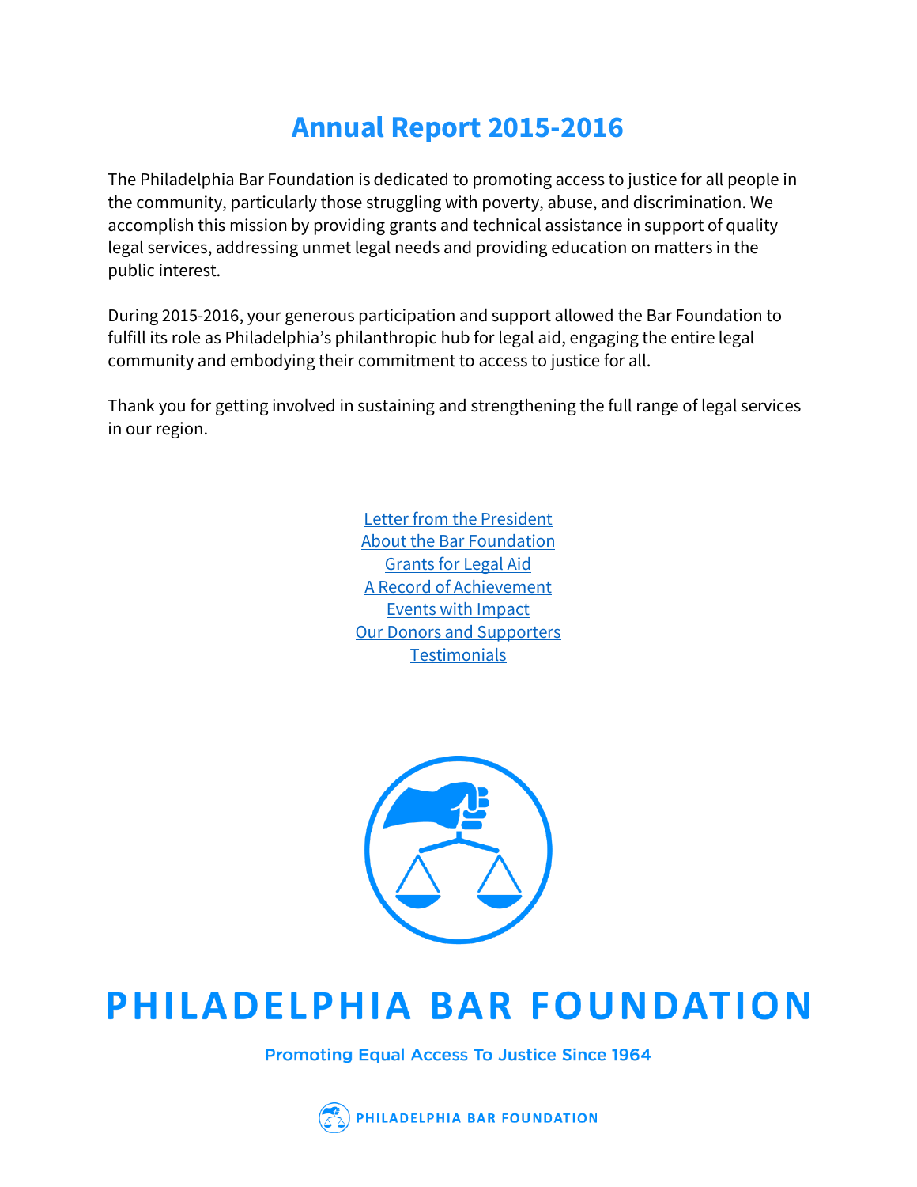# Annual Report 2015-2016

The Philadelphia Bar Foundation is dedicated to promoting access to justice for all people in the community, particularly those struggling with poverty, abuse, and discrimination. We accomplish this mission by providing grants and technical assistance in support of quality legal services, addressing unmet legal needs and providing education on matters in the public interest.

During 2015-2016, your generous participation and support allowed the Bar Foundation to fulfill its role as Philadelphia's philanthropic hub for legal aid, engaging the entire legal community and embodying their commitment to access to justice for all.

Thank you for getting involved in sustaining and strengthening the full range of legal services in our region.

Letter from the President
About the Bar Foundation
Grants for Legal Aid
A Record of Achievement
Events with Impact
Our Donors and Supporters
Testimonials

**PHILADELPHIA BAR FOUNDATION**

Promoting Equal Access To Justice Since 1964

PHILADELPHIA BAR FOUNDATION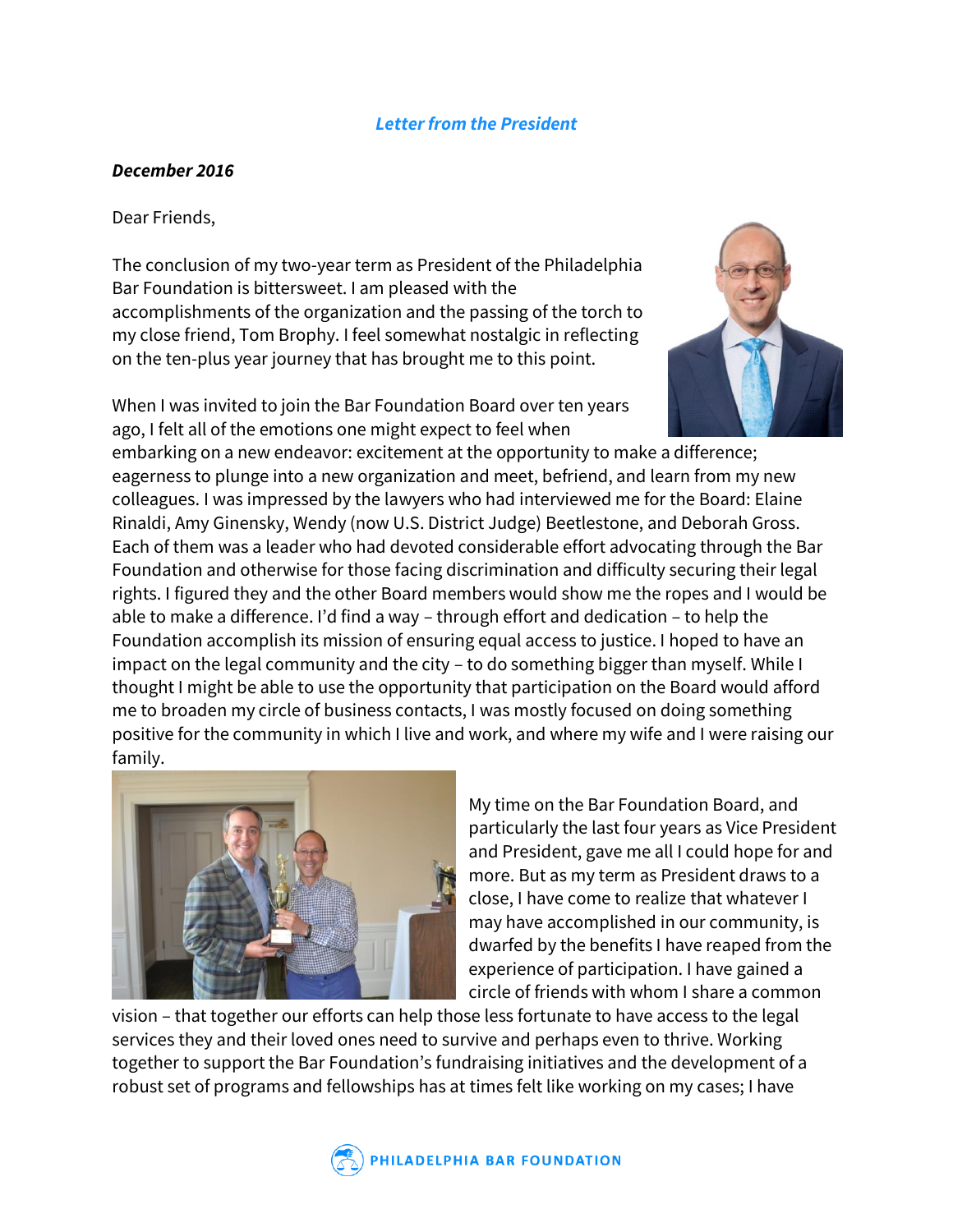*Letter from the President*

***December 2016***

Dear Friends,

The conclusion of my two-year term as President of the Philadelphia Bar Foundation is bittersweet. I am pleased with the accomplishments of the organization and the passing of the torch to my close friend, Tom Brophy. I feel somewhat nostalgic in reflecting on the ten-plus year journey that has brought me to this point.

When I was invited to join the Bar Foundation Board over ten years ago, I felt all of the emotions one might expect to feel when embarking on a new endeavor: excitement at the opportunity to make a difference; eagerness to plunge into a new organization and meet, befriend, and learn from my new colleagues. I was impressed by the lawyers who had interviewed me for the Board: Elaine Rinaldi, Amy Ginensky, Wendy (now U.S. District Judge) Beetlestone, and Deborah Gross. Each of them was a leader who had devoted considerable effort advocating through the Bar Foundation and otherwise for those facing discrimination and difficulty securing their legal rights. I figured they and the other Board members would show me the ropes and I would be able to make a difference. I'd find a way – through effort and dedication – to help the Foundation accomplish its mission of ensuring equal access to justice. I hoped to have an impact on the legal community and the city – to do something bigger than myself. While I thought I might be able to use the opportunity that participation on the Board would afford me to broaden my circle of business contacts, I was mostly focused on doing something positive for the community in which I live and work, and where my wife and I were raising our family.

My time on the Bar Foundation Board, and particularly the last four years as Vice President and President, gave me all I could hope for and more. But as my term as President draws to a close, I have come to realize that whatever I may have accomplished in our community, is dwarfed by the benefits I have reaped from the experience of participation. I have gained a circle of friends with whom I share a common vision – that together our efforts can help those less fortunate to have access to the legal services they and their loved ones need to survive and perhaps even to thrive. Working together to support the Bar Foundation's fundraising initiatives and the development of a robust set of programs and fellowships has at times felt like working on my cases; I have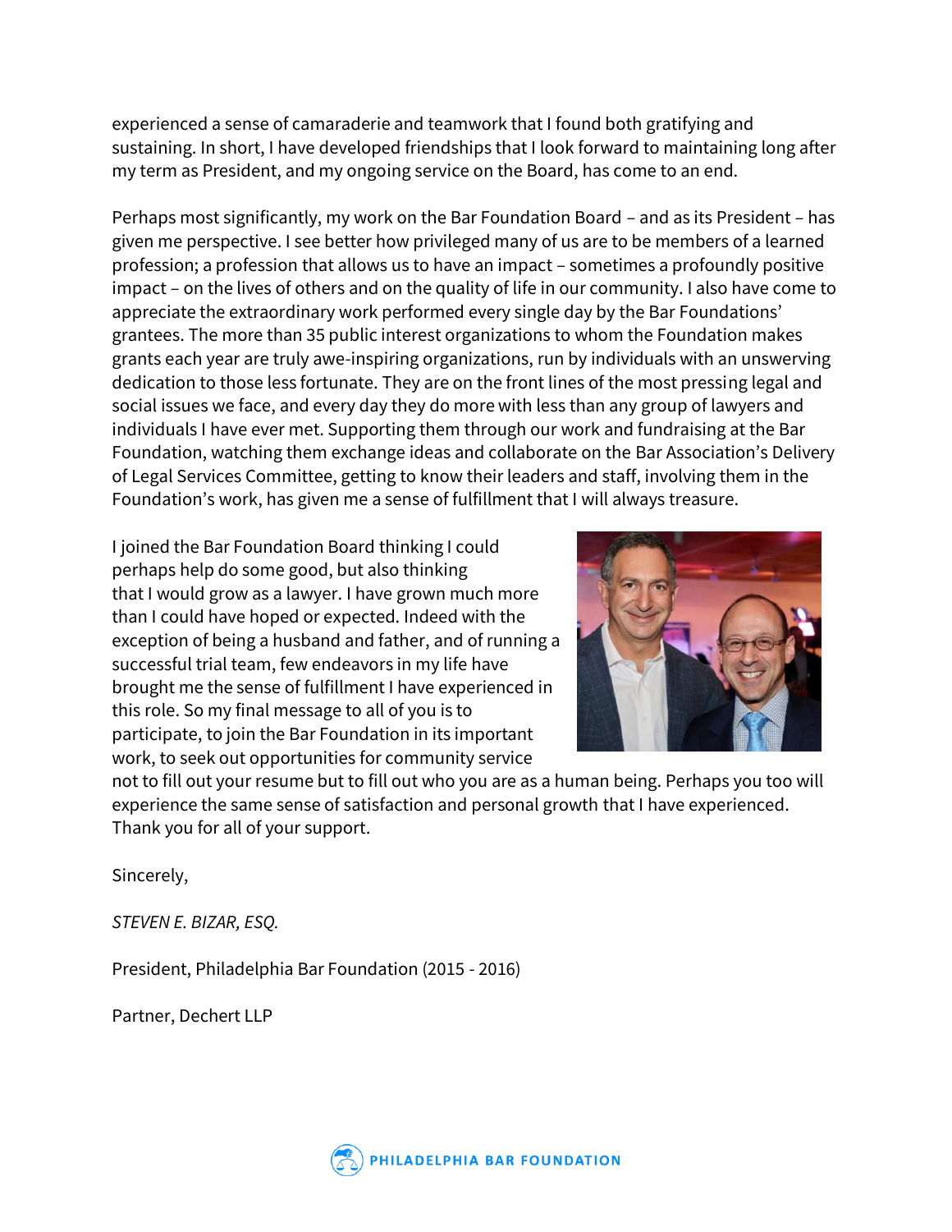experienced a sense of camaraderie and teamwork that I found both gratifying and sustaining. In short, I have developed friendships that I look forward to maintaining long after my term as President, and my ongoing service on the Board, has come to an end.

Perhaps most significantly, my work on the Bar Foundation Board – and as its President – has given me perspective. I see better how privileged many of us are to be members of a learned profession; a profession that allows us to have an impact – sometimes a profoundly positive impact – on the lives of others and on the quality of life in our community. I also have come to appreciate the extraordinary work performed every single day by the Bar Foundations' grantees. The more than 35 public interest organizations to whom the Foundation makes grants each year are truly awe-inspiring organizations, run by individuals with an unswerving dedication to those less fortunate. They are on the front lines of the most pressing legal and social issues we face, and every day they do more with less than any group of lawyers and individuals I have ever met. Supporting them through our work and fundraising at the Bar Foundation, watching them exchange ideas and collaborate on the Bar Association's Delivery of Legal Services Committee, getting to know their leaders and staff, involving them in the Foundation's work, has given me a sense of fulfillment that I will always treasure.

I joined the Bar Foundation Board thinking I could perhaps help do some good, but also thinking that I would grow as a lawyer. I have grown much more than I could have hoped or expected. Indeed with the exception of being a husband and father, and of running a successful trial team, few endeavors in my life have brought me the sense of fulfillment I have experienced in this role. So my final message to all of you is to participate, to join the Bar Foundation in its important work, to seek out opportunities for community service not to fill out your resume but to fill out who you are as a human being. Perhaps you too will experience the same sense of satisfaction and personal growth that I have experienced. Thank you for all of your support.

Sincerely,

*STEVEN E. BIZAR, ESQ.*

President, Philadelphia Bar Foundation (2015 - 2016)

Partner, Dechert LLP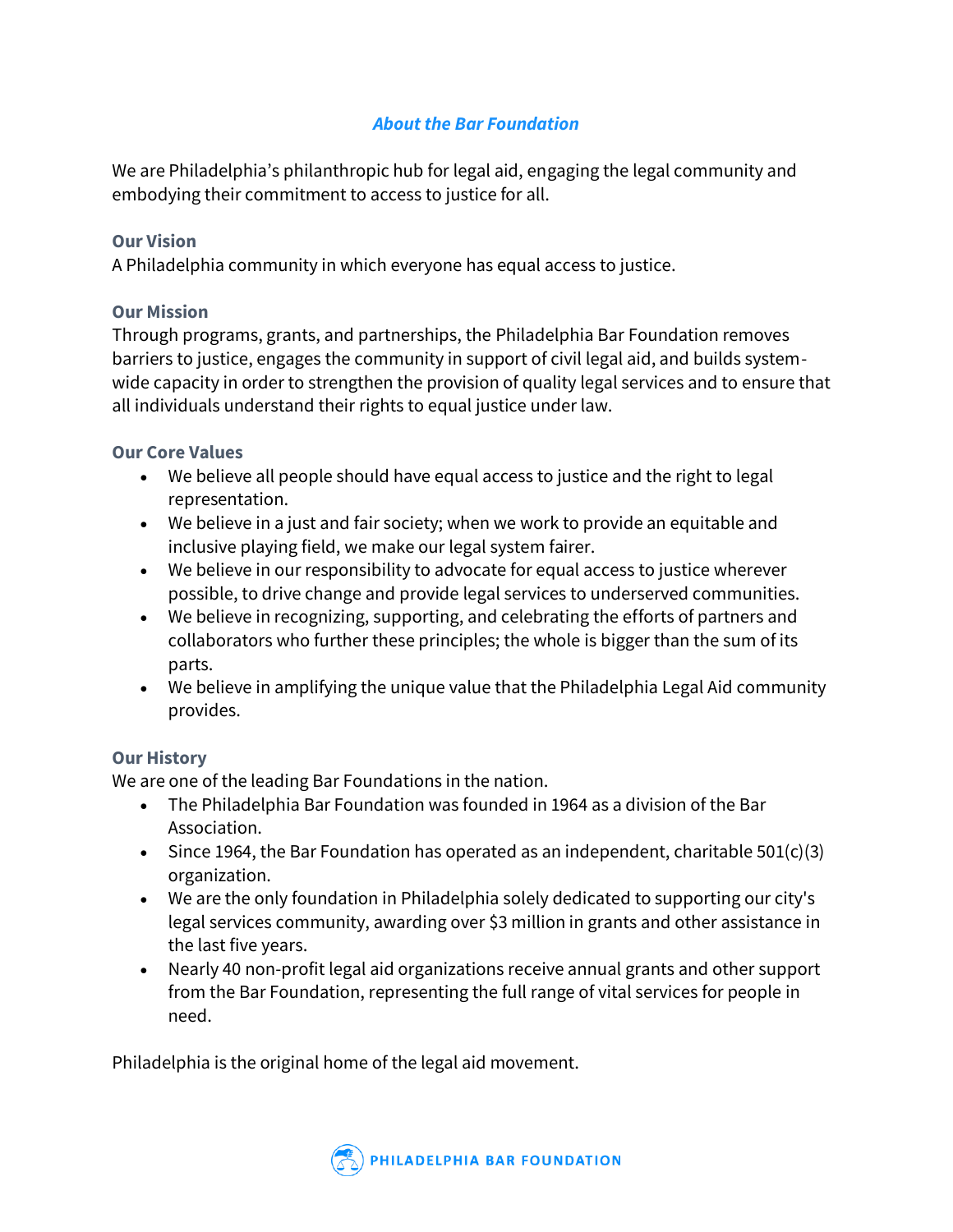## *About the Bar Foundation*

We are Philadelphia's philanthropic hub for legal aid, engaging the legal community and embodying their commitment to access to justice for all.

### Our Vision

A Philadelphia community in which everyone has equal access to justice.

### Our Mission

Through programs, grants, and partnerships, the Philadelphia Bar Foundation removes barriers to justice, engages the community in support of civil legal aid, and builds system-wide capacity in order to strengthen the provision of quality legal services and to ensure that all individuals understand their rights to equal justice under law.

### Our Core Values

- We believe all people should have equal access to justice and the right to legal representation.
- We believe in a just and fair society; when we work to provide an equitable and inclusive playing field, we make our legal system fairer.
- We believe in our responsibility to advocate for equal access to justice wherever possible, to drive change and provide legal services to underserved communities.
- We believe in recognizing, supporting, and celebrating the efforts of partners and collaborators who further these principles; the whole is bigger than the sum of its parts.
- We believe in amplifying the unique value that the Philadelphia Legal Aid community provides.

### Our History

We are one of the leading Bar Foundations in the nation.

- The Philadelphia Bar Foundation was founded in 1964 as a division of the Bar Association.
- Since 1964, the Bar Foundation has operated as an independent, charitable 501(c)(3) organization.
- We are the only foundation in Philadelphia solely dedicated to supporting our city's legal services community, awarding over $3 million in grants and other assistance in the last five years.
- Nearly 40 non-profit legal aid organizations receive annual grants and other support from the Bar Foundation, representing the full range of vital services for people in need.

Philadelphia is the original home of the legal aid movement.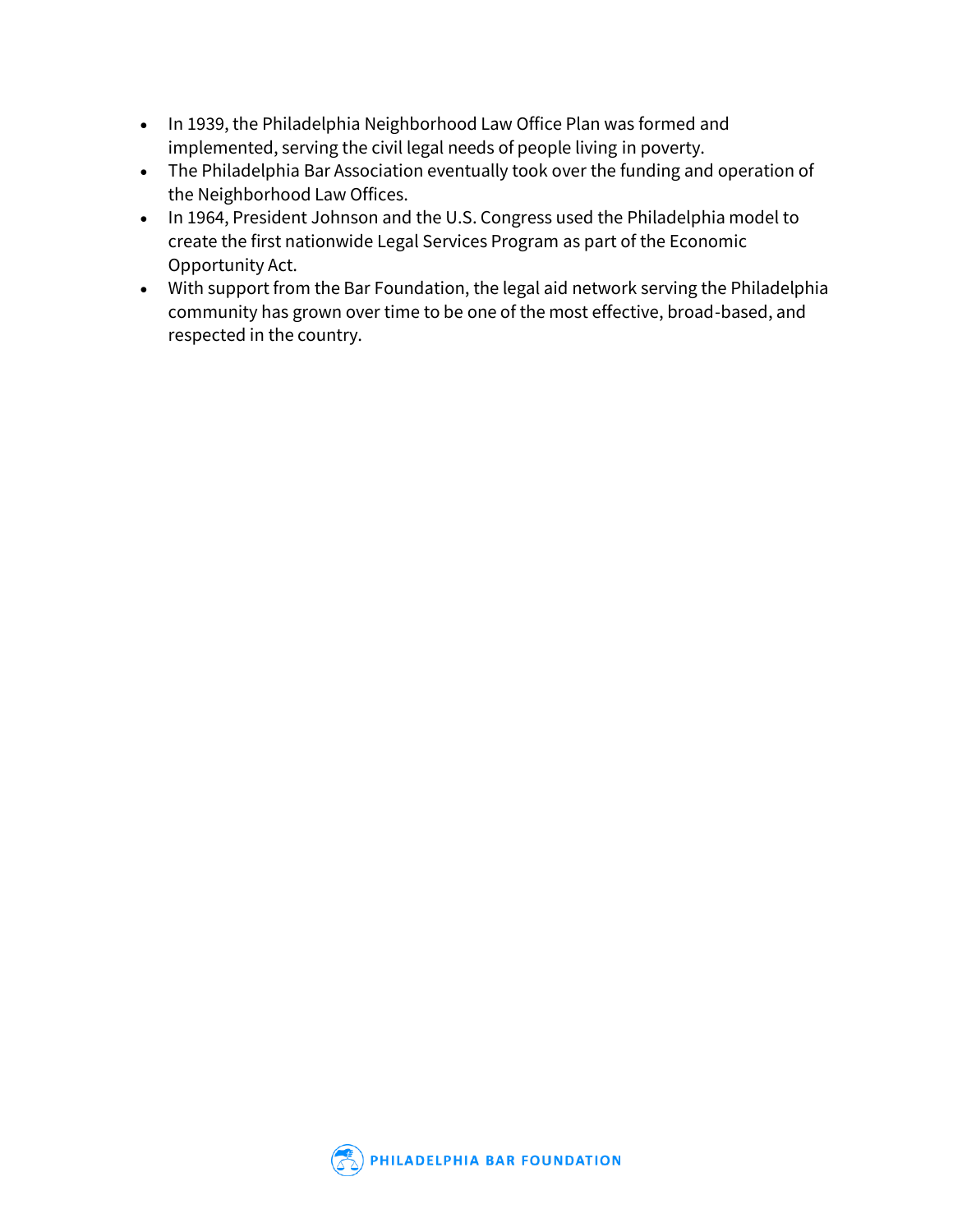- In 1939, the Philadelphia Neighborhood Law Office Plan was formed and implemented, serving the civil legal needs of people living in poverty.
- The Philadelphia Bar Association eventually took over the funding and operation of the Neighborhood Law Offices.
- In 1964, President Johnson and the U.S. Congress used the Philadelphia model to create the first nationwide Legal Services Program as part of the Economic Opportunity Act.
- With support from the Bar Foundation, the legal aid network serving the Philadelphia community has grown over time to be one of the most effective, broad-based, and respected in the country.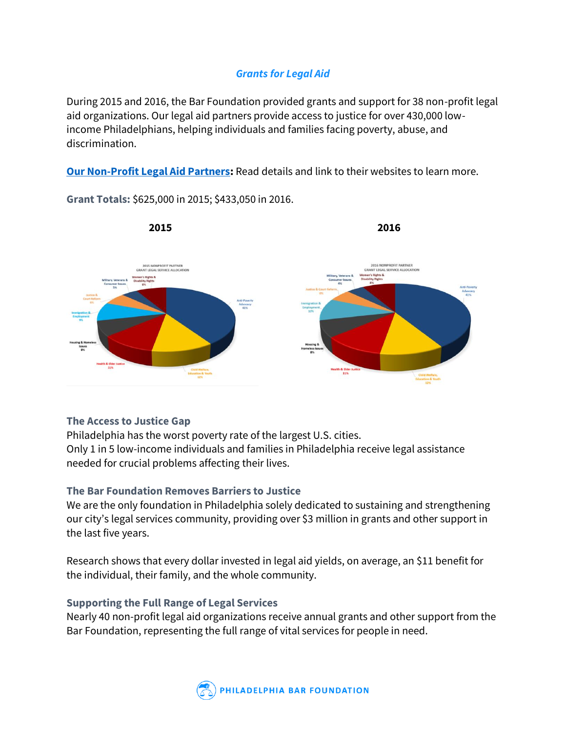## *Grants for Legal Aid*

During 2015 and 2016, the Bar Foundation provided grants and support for 38 non-profit legal aid organizations. Our legal aid partners provide access to justice for over 430,000 low-income Philadelphians, helping individuals and families facing poverty, abuse, and discrimination.

**Our Non-Profit Legal Aid Partners:** Read details and link to their websites to learn more.

**Grant Totals:** $625,000 in 2015; $433,050 in 2016.

**2015** **2016**

### The Access to Justice Gap

Philadelphia has the worst poverty rate of the largest U.S. cities.
Only 1 in 5 low-income individuals and families in Philadelphia receive legal assistance needed for crucial problems affecting their lives.

### The Bar Foundation Removes Barriers to Justice

We are the only foundation in Philadelphia solely dedicated to sustaining and strengthening our city's legal services community, providing over $3 million in grants and other support in the last five years.

Research shows that every dollar invested in legal aid yields, on average, an $11 benefit for the individual, their family, and the whole community.

### Supporting the Full Range of Legal Services

Nearly 40 non-profit legal aid organizations receive annual grants and other support from the Bar Foundation, representing the full range of vital services for people in need.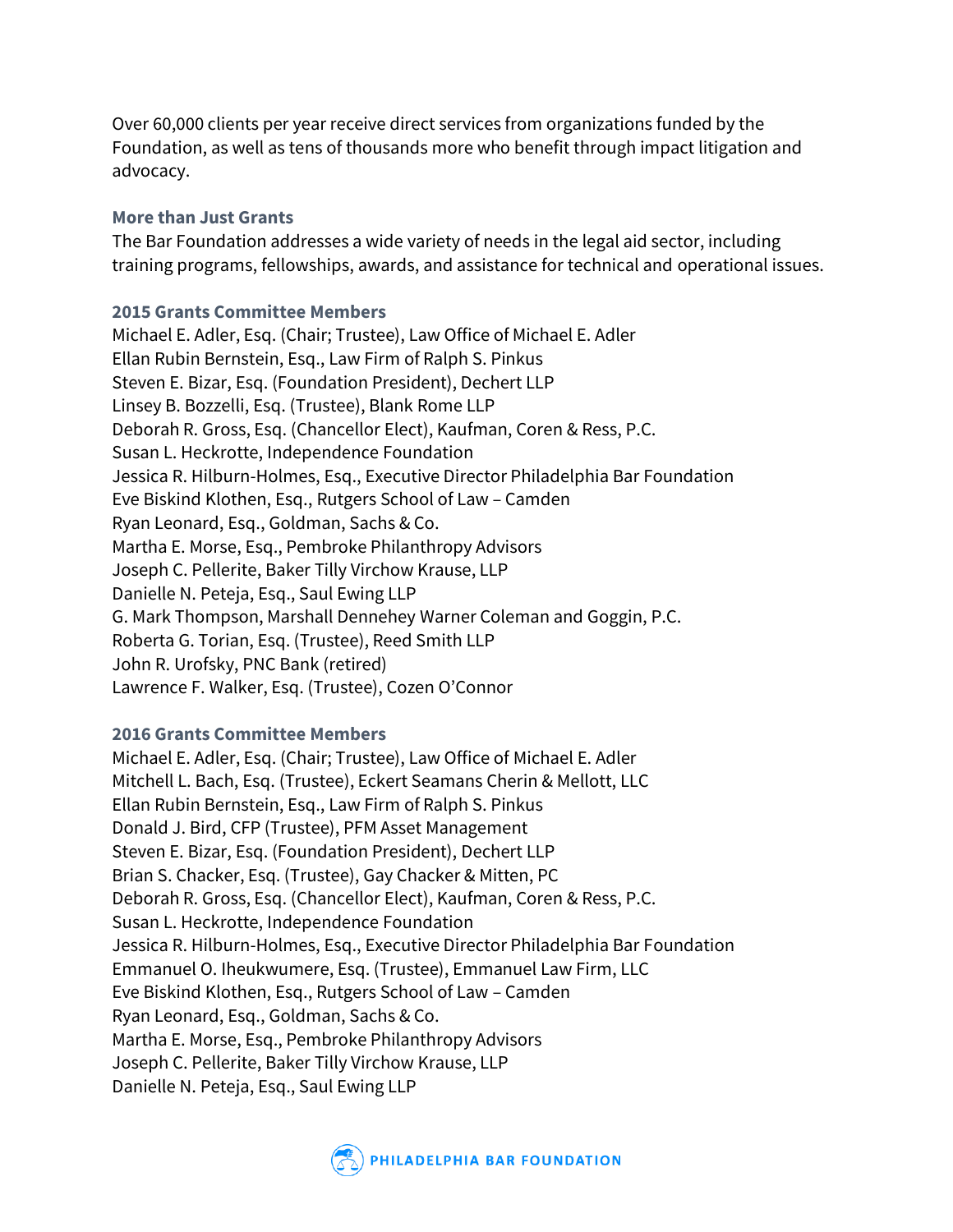Over 60,000 clients per year receive direct services from organizations funded by the Foundation, as well as tens of thousands more who benefit through impact litigation and advocacy.

### More than Just Grants

The Bar Foundation addresses a wide variety of needs in the legal aid sector, including training programs, fellowships, awards, and assistance for technical and operational issues.

### 2015 Grants Committee Members

Michael E. Adler, Esq. (Chair; Trustee), Law Office of Michael E. Adler
Ellan Rubin Bernstein, Esq., Law Firm of Ralph S. Pinkus
Steven E. Bizar, Esq. (Foundation President), Dechert LLP
Linsey B. Bozzelli, Esq. (Trustee), Blank Rome LLP
Deborah R. Gross, Esq. (Chancellor Elect), Kaufman, Coren & Ress, P.C.
Susan L. Heckrotte, Independence Foundation
Jessica R. Hilburn-Holmes, Esq., Executive Director Philadelphia Bar Foundation
Eve Biskind Klothen, Esq., Rutgers School of Law – Camden
Ryan Leonard, Esq., Goldman, Sachs & Co.
Martha E. Morse, Esq., Pembroke Philanthropy Advisors
Joseph C. Pellerite, Baker Tilly Virchow Krause, LLP
Danielle N. Peteja, Esq., Saul Ewing LLP
G. Mark Thompson, Marshall Dennehey Warner Coleman and Goggin, P.C.
Roberta G. Torian, Esq. (Trustee), Reed Smith LLP
John R. Urofsky, PNC Bank (retired)
Lawrence F. Walker, Esq. (Trustee), Cozen O'Connor

### 2016 Grants Committee Members

Michael E. Adler, Esq. (Chair; Trustee), Law Office of Michael E. Adler
Mitchell L. Bach, Esq. (Trustee), Eckert Seamans Cherin & Mellott, LLC
Ellan Rubin Bernstein, Esq., Law Firm of Ralph S. Pinkus
Donald J. Bird, CFP (Trustee), PFM Asset Management
Steven E. Bizar, Esq. (Foundation President), Dechert LLP
Brian S. Chacker, Esq. (Trustee), Gay Chacker & Mitten, PC
Deborah R. Gross, Esq. (Chancellor Elect), Kaufman, Coren & Ress, P.C.
Susan L. Heckrotte, Independence Foundation
Jessica R. Hilburn-Holmes, Esq., Executive Director Philadelphia Bar Foundation
Emmanuel O. Iheukwumere, Esq. (Trustee), Emmanuel Law Firm, LLC
Eve Biskind Klothen, Esq., Rutgers School of Law – Camden
Ryan Leonard, Esq., Goldman, Sachs & Co.
Martha E. Morse, Esq., Pembroke Philanthropy Advisors
Joseph C. Pellerite, Baker Tilly Virchow Krause, LLP
Danielle N. Peteja, Esq., Saul Ewing LLP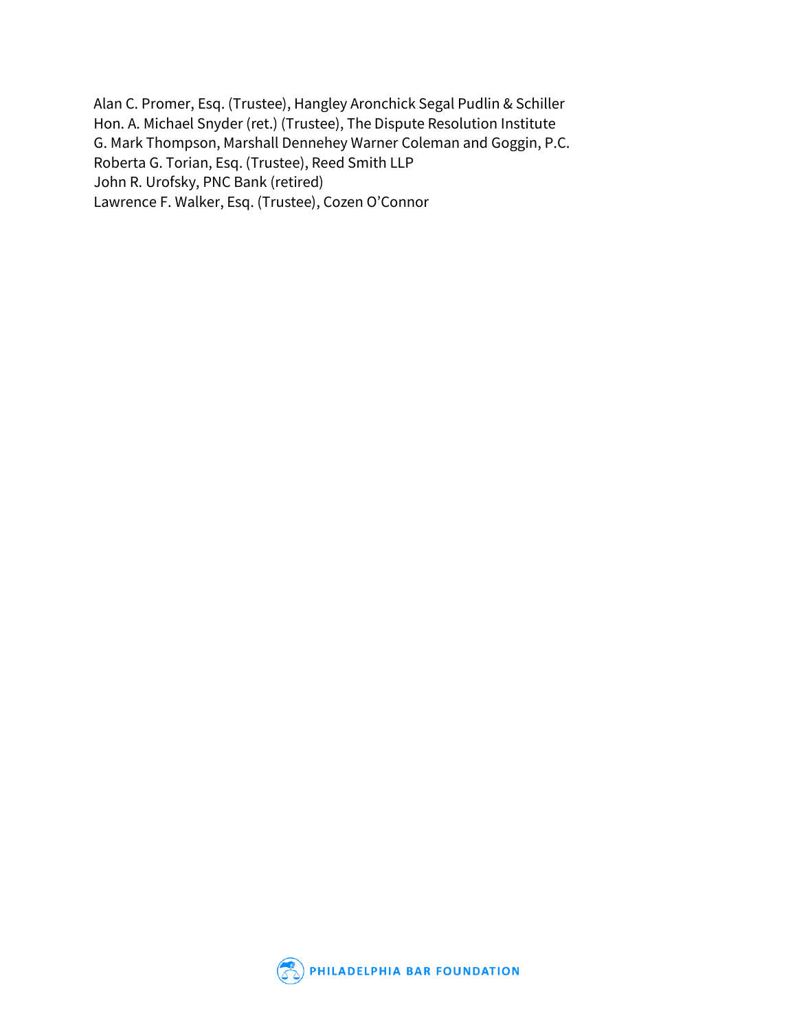Alan C. Promer, Esq. (Trustee), Hangley Aronchick Segal Pudlin & Schiller
Hon. A. Michael Snyder (ret.) (Trustee), The Dispute Resolution Institute
G. Mark Thompson, Marshall Dennehey Warner Coleman and Goggin, P.C.
Roberta G. Torian, Esq. (Trustee), Reed Smith LLP
John R. Urofsky, PNC Bank (retired)
Lawrence F. Walker, Esq. (Trustee), Cozen O'Connor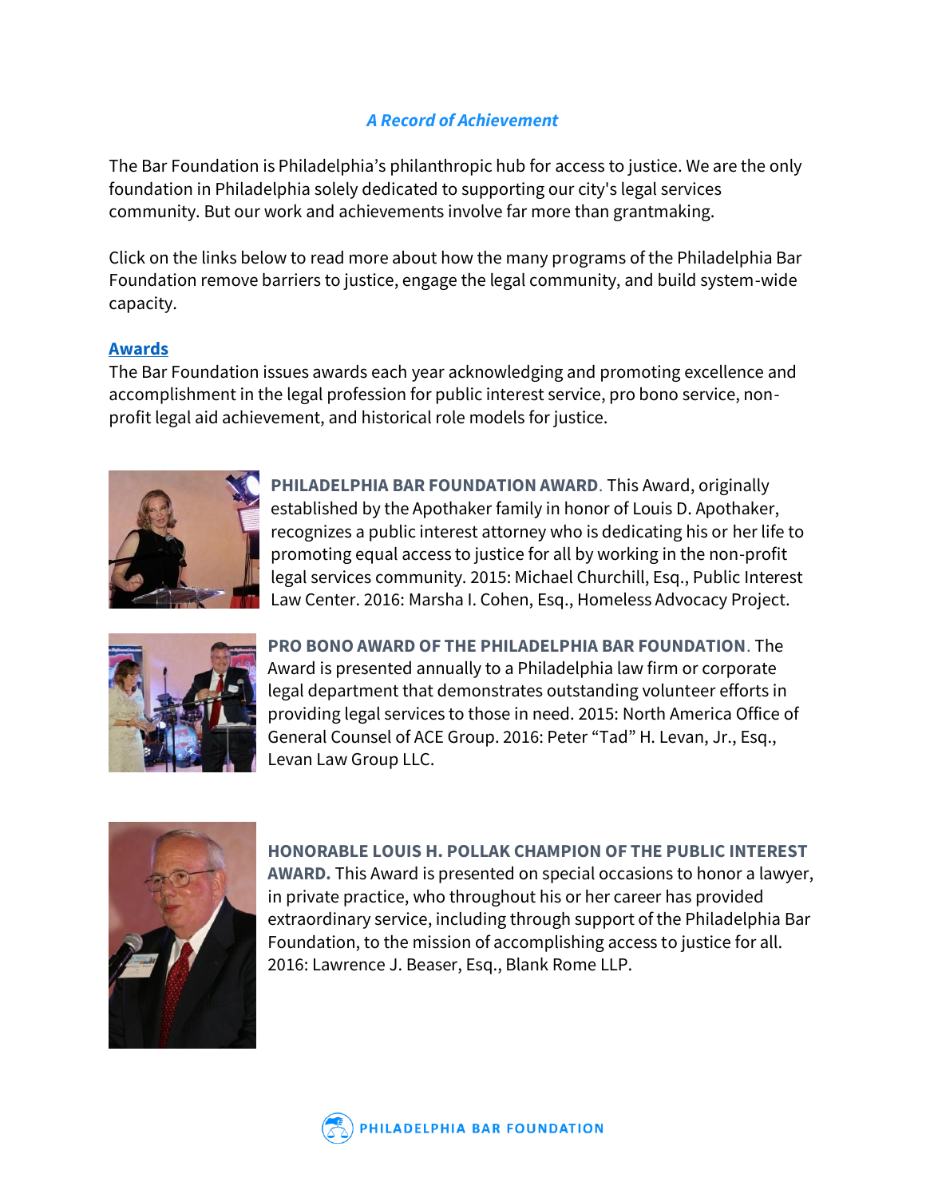## *A Record of Achievement*

The Bar Foundation is Philadelphia's philanthropic hub for access to justice. We are the only foundation in Philadelphia solely dedicated to supporting our city's legal services community. But our work and achievements involve far more than grantmaking.

Click on the links below to read more about how the many programs of the Philadelphia Bar Foundation remove barriers to justice, engage the legal community, and build system-wide capacity.

### Awards

The Bar Foundation issues awards each year acknowledging and promoting excellence and accomplishment in the legal profession for public interest service, pro bono service, non-profit legal aid achievement, and historical role models for justice.

**PHILADELPHIA BAR FOUNDATION AWARD**. This Award, originally established by the Apothaker family in honor of Louis D. Apothaker, recognizes a public interest attorney who is dedicating his or her life to promoting equal access to justice for all by working in the non-profit legal services community. 2015: Michael Churchill, Esq., Public Interest Law Center. 2016: Marsha I. Cohen, Esq., Homeless Advocacy Project.

**PRO BONO AWARD OF THE PHILADELPHIA BAR FOUNDATION**. The Award is presented annually to a Philadelphia law firm or corporate legal department that demonstrates outstanding volunteer efforts in providing legal services to those in need. 2015: North America Office of General Counsel of ACE Group. 2016: Peter "Tad" H. Levan, Jr., Esq., Levan Law Group LLC.

**HONORABLE LOUIS H. POLLAK CHAMPION OF THE PUBLIC INTEREST AWARD.** This Award is presented on special occasions to honor a lawyer, in private practice, who throughout his or her career has provided extraordinary service, including through support of the Philadelphia Bar Foundation, to the mission of accomplishing access to justice for all. 2016: Lawrence J. Beaser, Esq., Blank Rome LLP.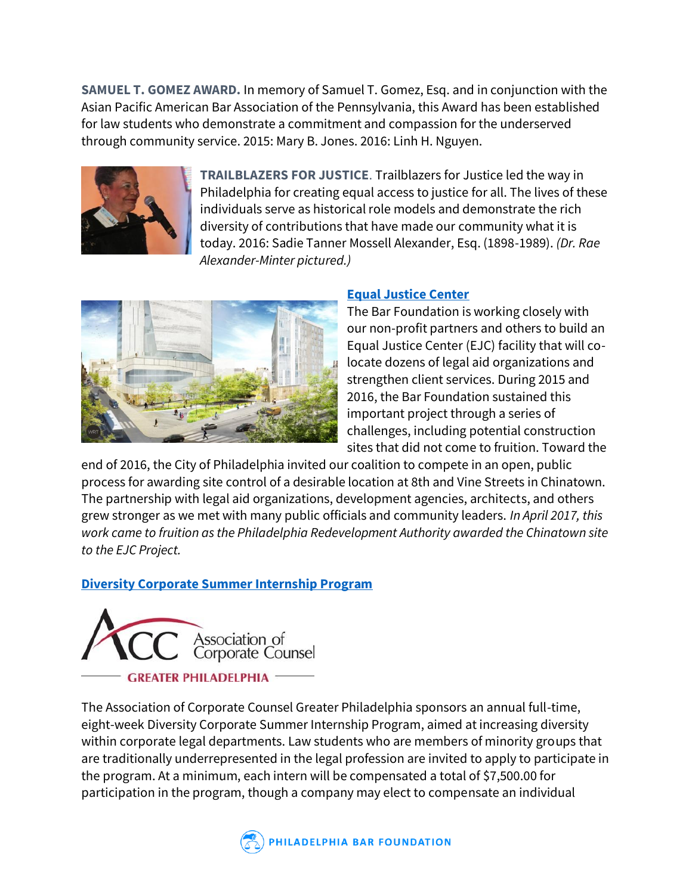**SAMUEL T. GOMEZ AWARD.** In memory of Samuel T. Gomez, Esq. and in conjunction with the Asian Pacific American Bar Association of the Pennsylvania, this Award has been established for law students who demonstrate a commitment and compassion for the underserved through community service. 2015: Mary B. Jones. 2016: Linh H. Nguyen.

**TRAILBLAZERS FOR JUSTICE**. Trailblazers for Justice led the way in Philadelphia for creating equal access to justice for all. The lives of these individuals serve as historical role models and demonstrate the rich diversity of contributions that have made our community what it is today. 2016: Sadie Tanner Mossell Alexander, Esq. (1898-1989). *(Dr. Rae Alexander-Minter pictured.)*

## Equal Justice Center

The Bar Foundation is working closely with our non-profit partners and others to build an Equal Justice Center (EJC) facility that will co-locate dozens of legal aid organizations and strengthen client services. During 2015 and 2016, the Bar Foundation sustained this important project through a series of challenges, including potential construction sites that did not come to fruition. Toward the end of 2016, the City of Philadelphia invited our coalition to compete in an open, public process for awarding site control of a desirable location at 8th and Vine Streets in Chinatown. The partnership with legal aid organizations, development agencies, architects, and others grew stronger as we met with many public officials and community leaders. *In April 2017, this work came to fruition as the Philadelphia Redevelopment Authority awarded the Chinatown site to the EJC Project.*

## Diversity Corporate Summer Internship Program

ACC Association of Corporate Counsel
GREATER PHILADELPHIA

The Association of Corporate Counsel Greater Philadelphia sponsors an annual full-time, eight-week Diversity Corporate Summer Internship Program, aimed at increasing diversity within corporate legal departments. Law students who are members of minority groups that are traditionally underrepresented in the legal profession are invited to apply to participate in the program. At a minimum, each intern will be compensated a total of $7,500.00 for participation in the program, though a company may elect to compensate an individual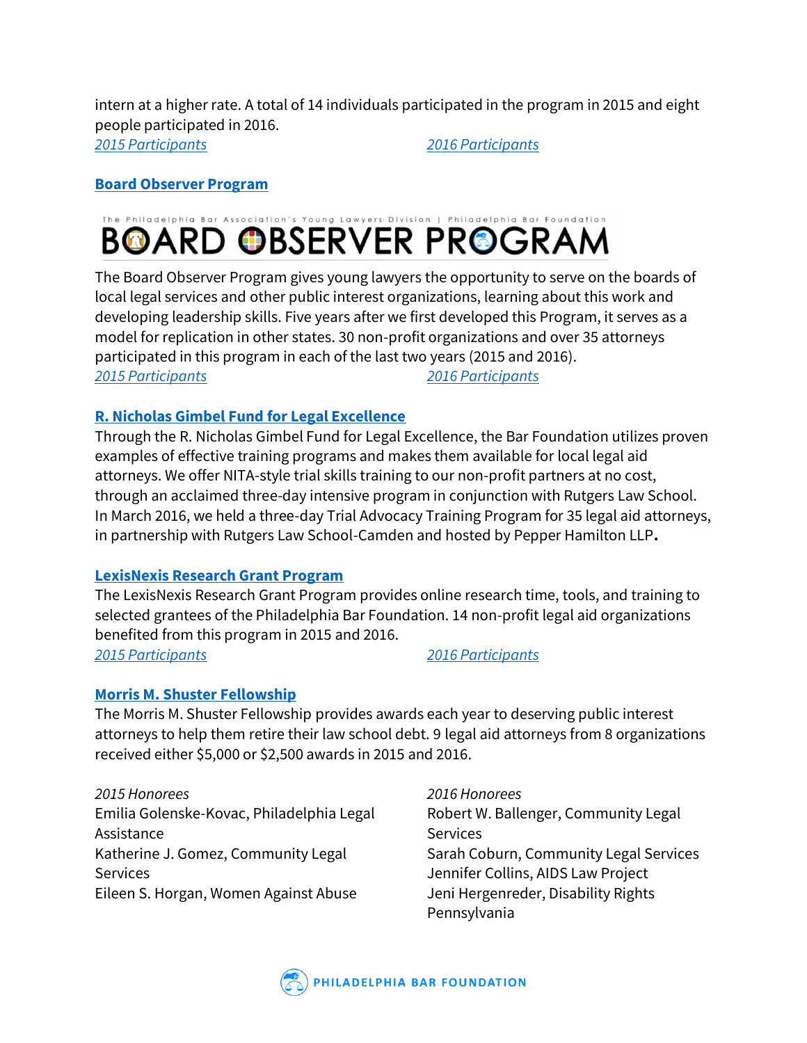intern at a higher rate. A total of 14 individuals participated in the program in 2015 and eight people participated in 2016.

*2015 Participants*　　*2016 Participants*

## Board Observer Program

The Philadelphia Bar Association's Young Lawyers Division | Philadelphia Bar Foundation

BOARD OBSERVER PROGRAM

The Board Observer Program gives young lawyers the opportunity to serve on the boards of local legal services and other public interest organizations, learning about this work and developing leadership skills. Five years after we first developed this Program, it serves as a model for replication in other states. 30 non-profit organizations and over 35 attorneys participated in this program in each of the last two years (2015 and 2016).

*2015 Participants*　　*2016 Participants*

## R. Nicholas Gimbel Fund for Legal Excellence

Through the R. Nicholas Gimbel Fund for Legal Excellence, the Bar Foundation utilizes proven examples of effective training programs and makes them available for local legal aid attorneys. We offer NITA-style trial skills training to our non-profit partners at no cost, through an acclaimed three-day intensive program in conjunction with Rutgers Law School. In March 2016, we held a three-day Trial Advocacy Training Program for 35 legal aid attorneys, in partnership with Rutgers Law School-Camden and hosted by Pepper Hamilton LLP.

## LexisNexis Research Grant Program

The LexisNexis Research Grant Program provides online research time, tools, and training to selected grantees of the Philadelphia Bar Foundation. 14 non-profit legal aid organizations benefited from this program in 2015 and 2016.

*2015 Participants*　　*2016 Participants*

## Morris M. Shuster Fellowship

The Morris M. Shuster Fellowship provides awards each year to deserving public interest attorneys to help them retire their law school debt. 9 legal aid attorneys from 8 organizations received either $5,000 or $2,500 awards in 2015 and 2016.

*2015 Honorees*

Emilia Golenske-Kovac, Philadelphia Legal Assistance
Katherine J. Gomez, Community Legal Services
Eileen S. Horgan, Women Against Abuse

*2016 Honorees*

Robert W. Ballenger, Community Legal Services
Sarah Coburn, Community Legal Services
Jennifer Collins, AIDS Law Project
Jeni Hergenreder, Disability Rights Pennsylvania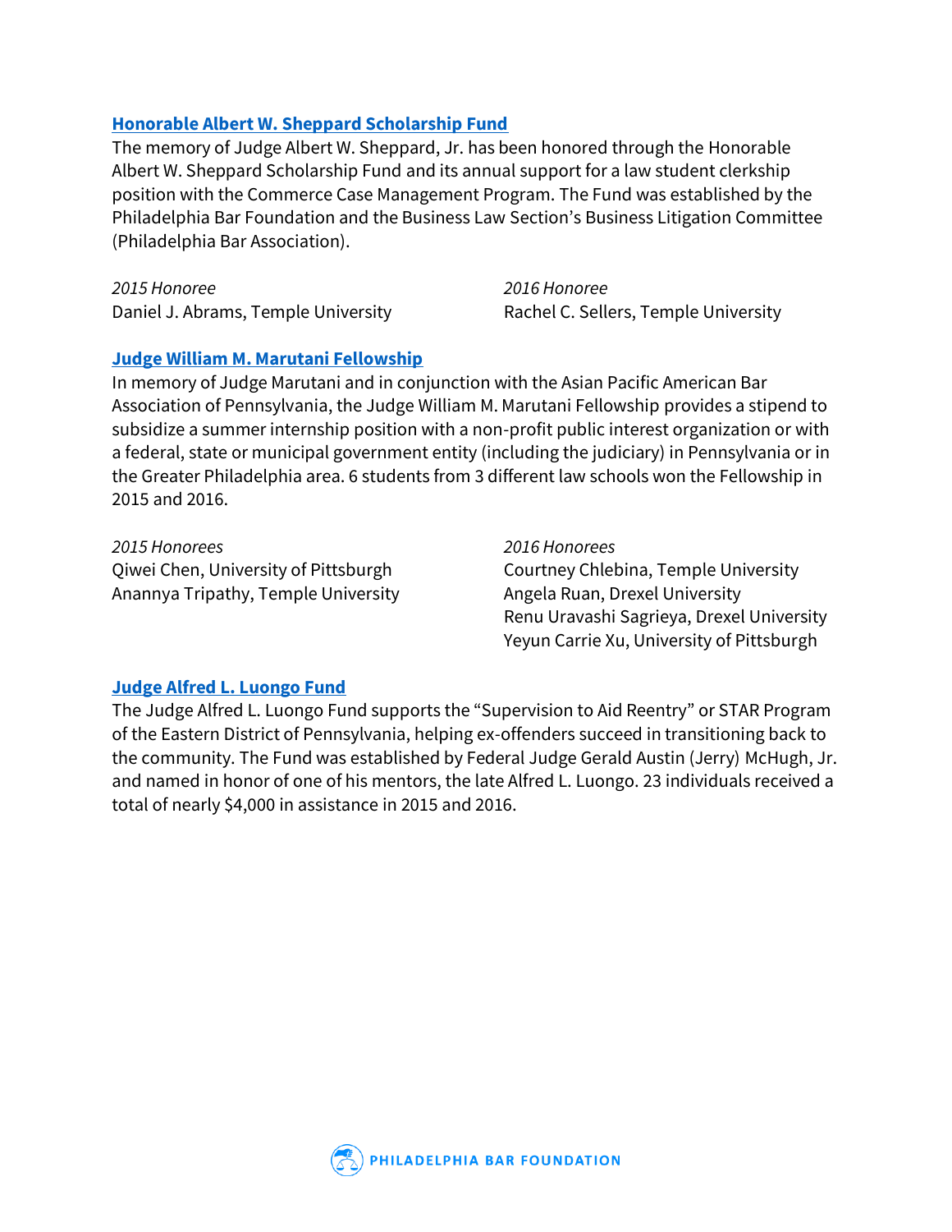### Honorable Albert W. Sheppard Scholarship Fund

The memory of Judge Albert W. Sheppard, Jr. has been honored through the Honorable Albert W. Sheppard Scholarship Fund and its annual support for a law student clerkship position with the Commerce Case Management Program. The Fund was established by the Philadelphia Bar Foundation and the Business Law Section's Business Litigation Committee (Philadelphia Bar Association).

*2015 Honoree*
Daniel J. Abrams, Temple University

*2016 Honoree*
Rachel C. Sellers, Temple University

### Judge William M. Marutani Fellowship

In memory of Judge Marutani and in conjunction with the Asian Pacific American Bar Association of Pennsylvania, the Judge William M. Marutani Fellowship provides a stipend to subsidize a summer internship position with a non-profit public interest organization or with a federal, state or municipal government entity (including the judiciary) in Pennsylvania or in the Greater Philadelphia area. 6 students from 3 different law schools won the Fellowship in 2015 and 2016.

*2015 Honorees*
Qiwei Chen, University of Pittsburgh
Anannya Tripathy, Temple University

*2016 Honorees*
Courtney Chlebina, Temple University
Angela Ruan, Drexel University
Renu Uravashi Sagrieya, Drexel University
Yeyun Carrie Xu, University of Pittsburgh

### Judge Alfred L. Luongo Fund

The Judge Alfred L. Luongo Fund supports the "Supervision to Aid Reentry" or STAR Program of the Eastern District of Pennsylvania, helping ex-offenders succeed in transitioning back to the community. The Fund was established by Federal Judge Gerald Austin (Jerry) McHugh, Jr. and named in honor of one of his mentors, the late Alfred L. Luongo. 23 individuals received a total of nearly $4,000 in assistance in 2015 and 2016.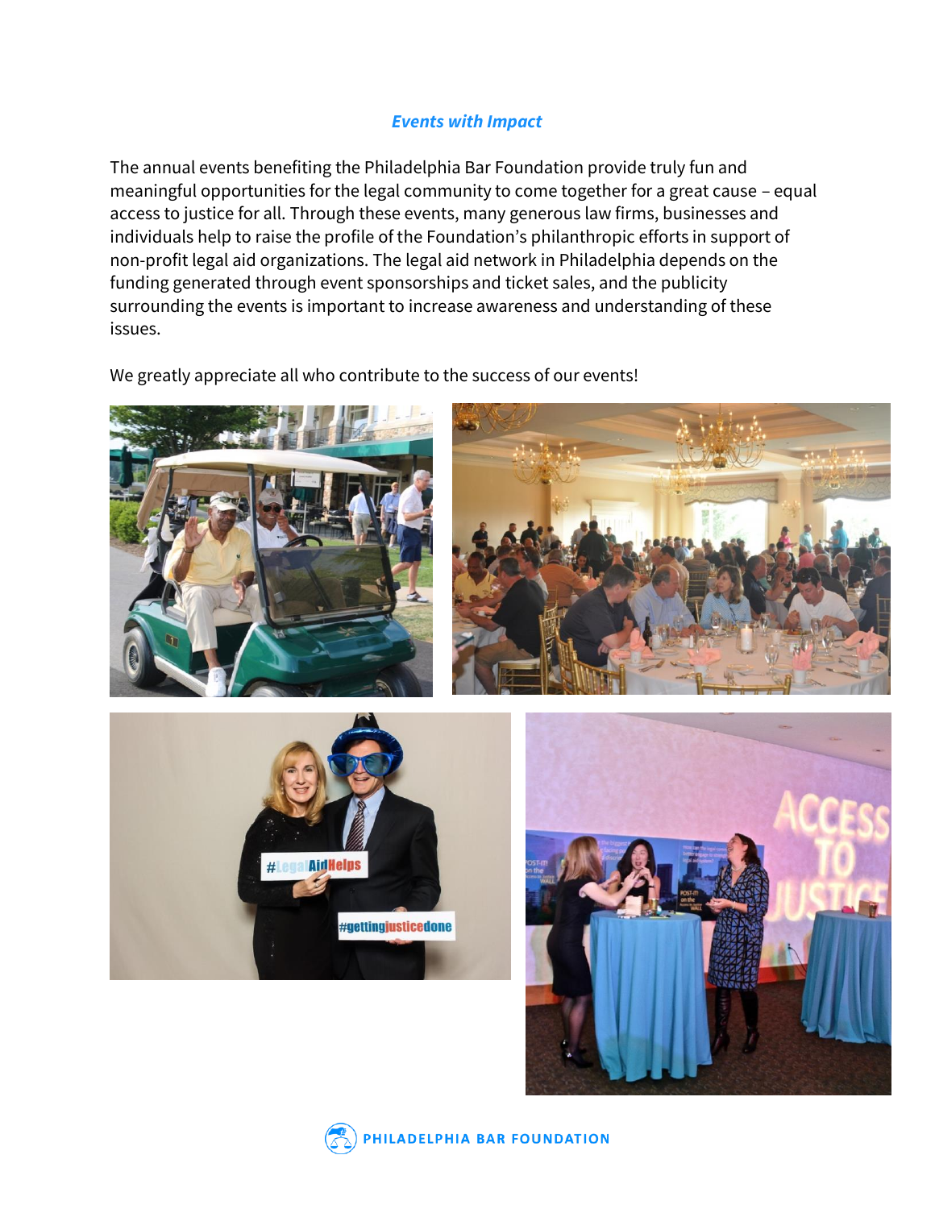## *Events with Impact*

The annual events benefiting the Philadelphia Bar Foundation provide truly fun and meaningful opportunities for the legal community to come together for a great cause – equal access to justice for all. Through these events, many generous law firms, businesses and individuals help to raise the profile of the Foundation's philanthropic efforts in support of non-profit legal aid organizations. The legal aid network in Philadelphia depends on the funding generated through event sponsorships and ticket sales, and the publicity surrounding the events is important to increase awareness and understanding of these issues.

We greatly appreciate all who contribute to the success of our events!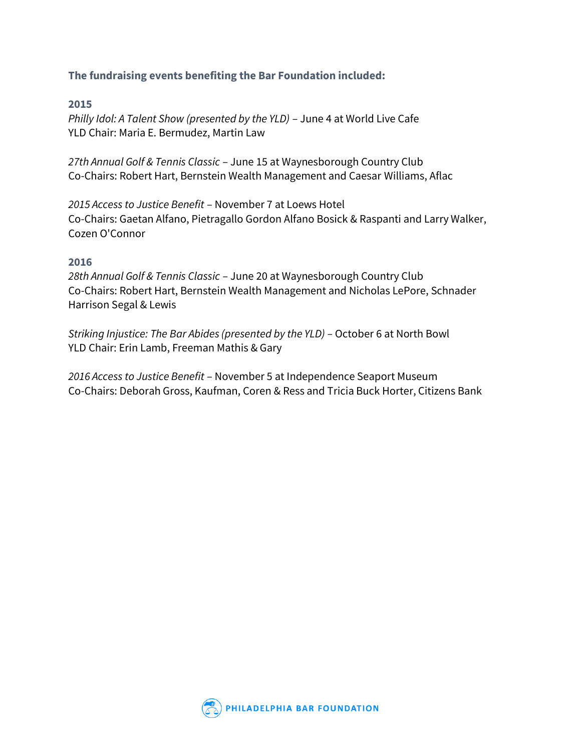**The fundraising events benefiting the Bar Foundation included:**

**2015**

*Philly Idol: A Talent Show (presented by the YLD)* – June 4 at World Live Cafe
YLD Chair: Maria E. Bermudez, Martin Law

*27th Annual Golf & Tennis Classic* – June 15 at Waynesborough Country Club
Co-Chairs: Robert Hart, Bernstein Wealth Management and Caesar Williams, Aflac

*2015 Access to Justice Benefit* – November 7 at Loews Hotel
Co-Chairs: Gaetan Alfano, Pietragallo Gordon Alfano Bosick & Raspanti and Larry Walker, Cozen O'Connor

**2016**

*28th Annual Golf & Tennis Classic* – June 20 at Waynesborough Country Club
Co-Chairs: Robert Hart, Bernstein Wealth Management and Nicholas LePore, Schnader Harrison Segal & Lewis

*Striking Injustice: The Bar Abides (presented by the YLD)* – October 6 at North Bowl
YLD Chair: Erin Lamb, Freeman Mathis & Gary

*2016 Access to Justice Benefit* – November 5 at Independence Seaport Museum
Co-Chairs: Deborah Gross, Kaufman, Coren & Ress and Tricia Buck Horter, Citizens Bank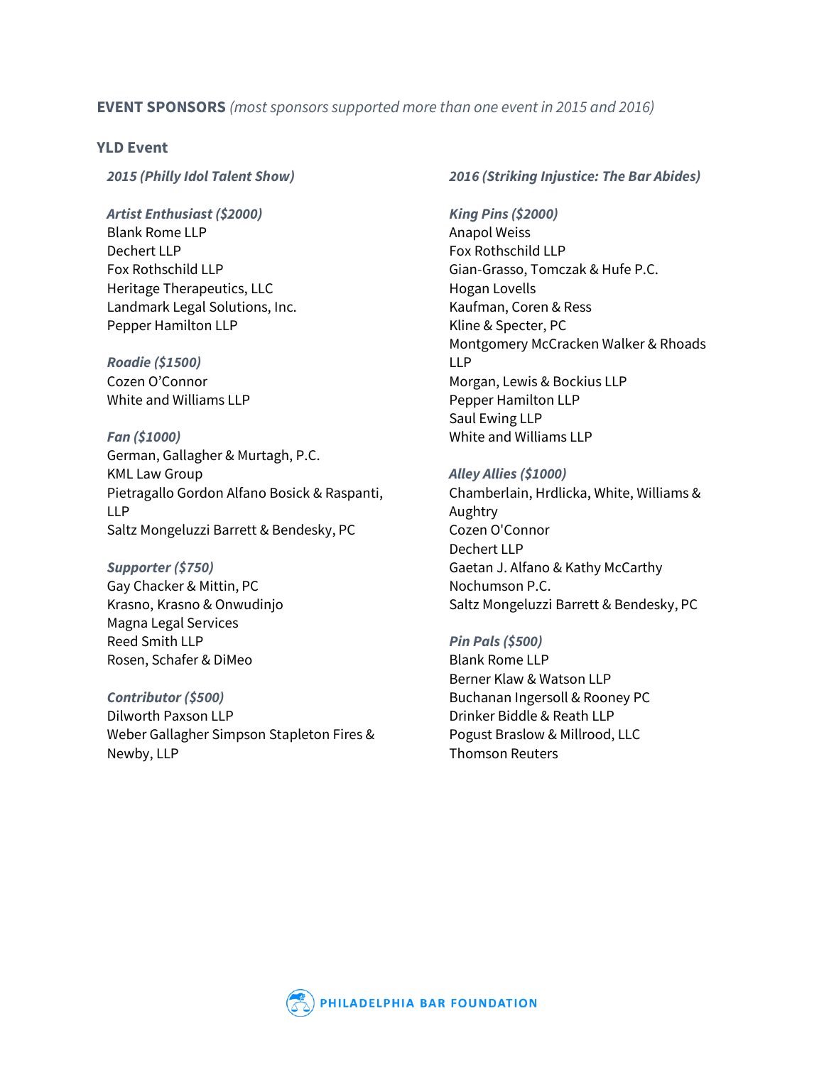## EVENT SPONSORS *(most sponsors supported more than one event in 2015 and 2016)*

### YLD Event

#### *2015 (Philly Idol Talent Show)*

***Artist Enthusiast ($2000)***
Blank Rome LLP
Dechert LLP
Fox Rothschild LLP
Heritage Therapeutics, LLC
Landmark Legal Solutions, Inc.
Pepper Hamilton LLP

***Roadie ($1500)***
Cozen O'Connor
White and Williams LLP

***Fan ($1000)***
German, Gallagher & Murtagh, P.C.
KML Law Group
Pietragallo Gordon Alfano Bosick & Raspanti, LLP
Saltz Mongeluzzi Barrett & Bendesky, PC

***Supporter ($750)***
Gay Chacker & Mittin, PC
Krasno, Krasno & Onwudinjo
Magna Legal Services
Reed Smith LLP
Rosen, Schafer & DiMeo

***Contributor ($500)***
Dilworth Paxson LLP
Weber Gallagher Simpson Stapleton Fires & Newby, LLP

#### *2016 (Striking Injustice: The Bar Abides)*

***King Pins ($2000)***
Anapol Weiss
Fox Rothschild LLP
Gian-Grasso, Tomczak & Hufe P.C.
Hogan Lovells
Kaufman, Coren & Ress
Kline & Specter, PC
Montgomery McCracken Walker & Rhoads LLP
Morgan, Lewis & Bockius LLP
Pepper Hamilton LLP
Saul Ewing LLP
White and Williams LLP

***Alley Allies ($1000)***
Chamberlain, Hrdlicka, White, Williams & Aughtry
Cozen O'Connor
Dechert LLP
Gaetan J. Alfano & Kathy McCarthy
Nochumson P.C.
Saltz Mongeluzzi Barrett & Bendesky, PC

***Pin Pals ($500)***
Blank Rome LLP
Berner Klaw & Watson LLP
Buchanan Ingersoll & Rooney PC
Drinker Biddle & Reath LLP
Pogust Braslow & Millrood, LLC
Thomson Reuters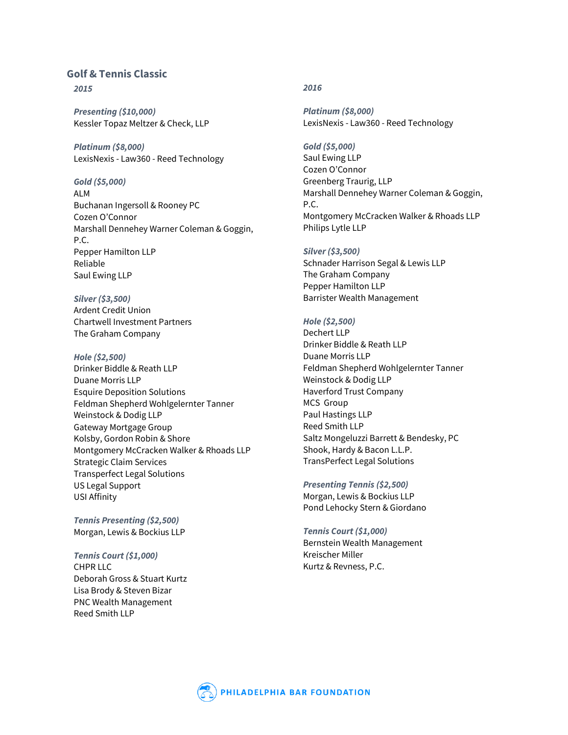## Golf & Tennis Classic

### *2015*

***Presenting ($10,000)***
Kessler Topaz Meltzer & Check, LLP

***Platinum ($8,000)***
LexisNexis - Law360 - Reed Technology

***Gold ($5,000)***
ALM
Buchanan Ingersoll & Rooney PC
Cozen O'Connor
Marshall Dennehey Warner Coleman & Goggin, P.C.
Pepper Hamilton LLP
Reliable
Saul Ewing LLP

***Silver ($3,500)***
Ardent Credit Union
Chartwell Investment Partners
The Graham Company

***Hole ($2,500)***
Drinker Biddle & Reath LLP
Duane Morris LLP
Esquire Deposition Solutions
Feldman Shepherd Wohlgelernter Tanner Weinstock & Dodig LLP
Gateway Mortgage Group
Kolsby, Gordon Robin & Shore
Montgomery McCracken Walker & Rhoads LLP
Strategic Claim Services
Transperfect Legal Solutions
US Legal Support
USI Affinity

***Tennis Presenting ($2,500)***
Morgan, Lewis & Bockius LLP

***Tennis Court ($1,000)***
CHPR LLC
Deborah Gross & Stuart Kurtz
Lisa Brody & Steven Bizar
PNC Wealth Management
Reed Smith LLP

### *2016*

***Platinum ($8,000)***
LexisNexis - Law360 - Reed Technology

***Gold ($5,000)***
Saul Ewing LLP
Cozen O'Connor
Greenberg Traurig, LLP
Marshall Dennehey Warner Coleman & Goggin, P.C.
Montgomery McCracken Walker & Rhoads LLP
Philips Lytle LLP

***Silver ($3,500)***
Schnader Harrison Segal & Lewis LLP
The Graham Company
Pepper Hamilton LLP
Barrister Wealth Management

***Hole ($2,500)***
Dechert LLP
Drinker Biddle & Reath LLP
Duane Morris LLP
Feldman Shepherd Wohlgelernter Tanner Weinstock & Dodig LLP
Haverford Trust Company
MCS Group
Paul Hastings LLP
Reed Smith LLP
Saltz Mongeluzzi Barrett & Bendesky, PC
Shook, Hardy & Bacon L.L.P.
TransPerfect Legal Solutions

***Presenting Tennis ($2,500)***
Morgan, Lewis & Bockius LLP
Pond Lehocky Stern & Giordano

***Tennis Court ($1,000)***
Bernstein Wealth Management
Kreischer Miller
Kurtz & Revness, P.C.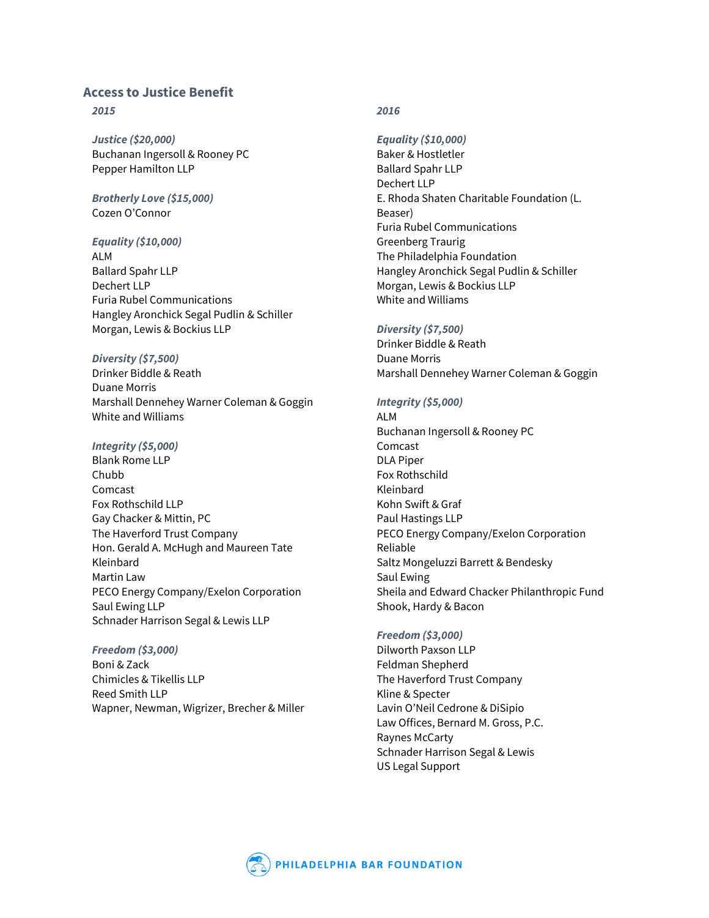## Access to Justice Benefit

### *2015*

***Justice ($20,000)***

Buchanan Ingersoll & Rooney PC
Pepper Hamilton LLP

***Brotherly Love ($15,000)***

Cozen O'Connor

***Equality ($10,000)***

ALM
Ballard Spahr LLP
Dechert LLP
Furia Rubel Communications
Hangley Aronchick Segal Pudlin & Schiller
Morgan, Lewis & Bockius LLP

***Diversity ($7,500)***

Drinker Biddle & Reath
Duane Morris
Marshall Dennehey Warner Coleman & Goggin
White and Williams

***Integrity ($5,000)***

Blank Rome LLP
Chubb
Comcast
Fox Rothschild LLP
Gay Chacker & Mittin, PC
The Haverford Trust Company
Hon. Gerald A. McHugh and Maureen Tate
Kleinbard
Martin Law
PECO Energy Company/Exelon Corporation
Saul Ewing LLP
Schnader Harrison Segal & Lewis LLP

***Freedom ($3,000)***

Boni & Zack
Chimicles & Tikellis LLP
Reed Smith LLP
Wapner, Newman, Wigrizer, Brecher & Miller

### *2016*

***Equality ($10,000)***

Baker & Hostletler
Ballard Spahr LLP
Dechert LLP
E. Rhoda Shaten Charitable Foundation (L. Beaser)
Furia Rubel Communications
Greenberg Traurig
The Philadelphia Foundation
Hangley Aronchick Segal Pudlin & Schiller
Morgan, Lewis & Bockius LLP
White and Williams

***Diversity ($7,500)***

Drinker Biddle & Reath
Duane Morris
Marshall Dennehey Warner Coleman & Goggin

***Integrity ($5,000)***

ALM
Buchanan Ingersoll & Rooney PC
Comcast
DLA Piper
Fox Rothschild
Kleinbard
Kohn Swift & Graf
Paul Hastings LLP
PECO Energy Company/Exelon Corporation
Reliable
Saltz Mongeluzzi Barrett & Bendesky
Saul Ewing
Sheila and Edward Chacker Philanthropic Fund
Shook, Hardy & Bacon

***Freedom ($3,000)***

Dilworth Paxson LLP
Feldman Shepherd
The Haverford Trust Company
Kline & Specter
Lavin O'Neil Cedrone & DiSipio
Law Offices, Bernard M. Gross, P.C.
Raynes McCarty
Schnader Harrison Segal & Lewis
US Legal Support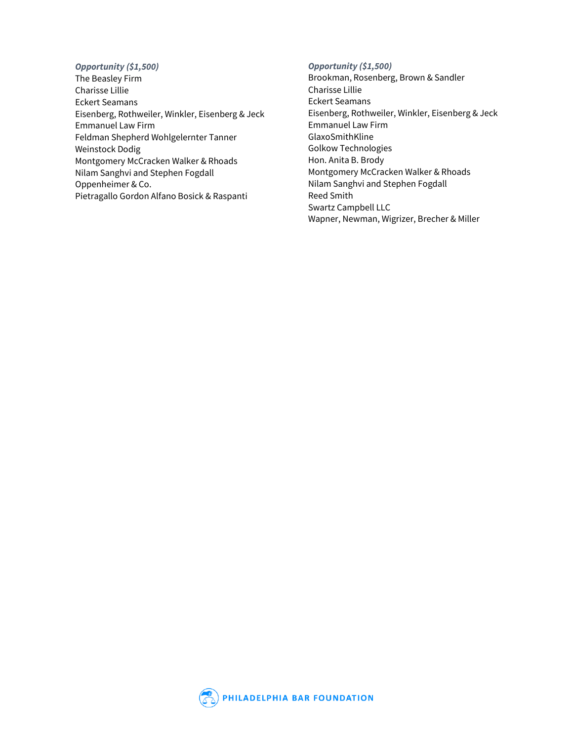***Opportunity ($1,500)***

The Beasley Firm
Charisse Lillie
Eckert Seamans
Eisenberg, Rothweiler, Winkler, Eisenberg & Jeck
Emmanuel Law Firm
Feldman Shepherd Wohlgelernter Tanner
Weinstock Dodig
Montgomery McCracken Walker & Rhoads
Nilam Sanghvi and Stephen Fogdall
Oppenheimer & Co.
Pietragallo Gordon Alfano Bosick & Raspanti

***Opportunity ($1,500)***

Brookman, Rosenberg, Brown & Sandler
Charisse Lillie
Eckert Seamans
Eisenberg, Rothweiler, Winkler, Eisenberg & Jeck
Emmanuel Law Firm
GlaxoSmithKline
Golkow Technologies
Hon. Anita B. Brody
Montgomery McCracken Walker & Rhoads
Nilam Sanghvi and Stephen Fogdall
Reed Smith
Swartz Campbell LLC
Wapner, Newman, Wigrizer, Brecher & Miller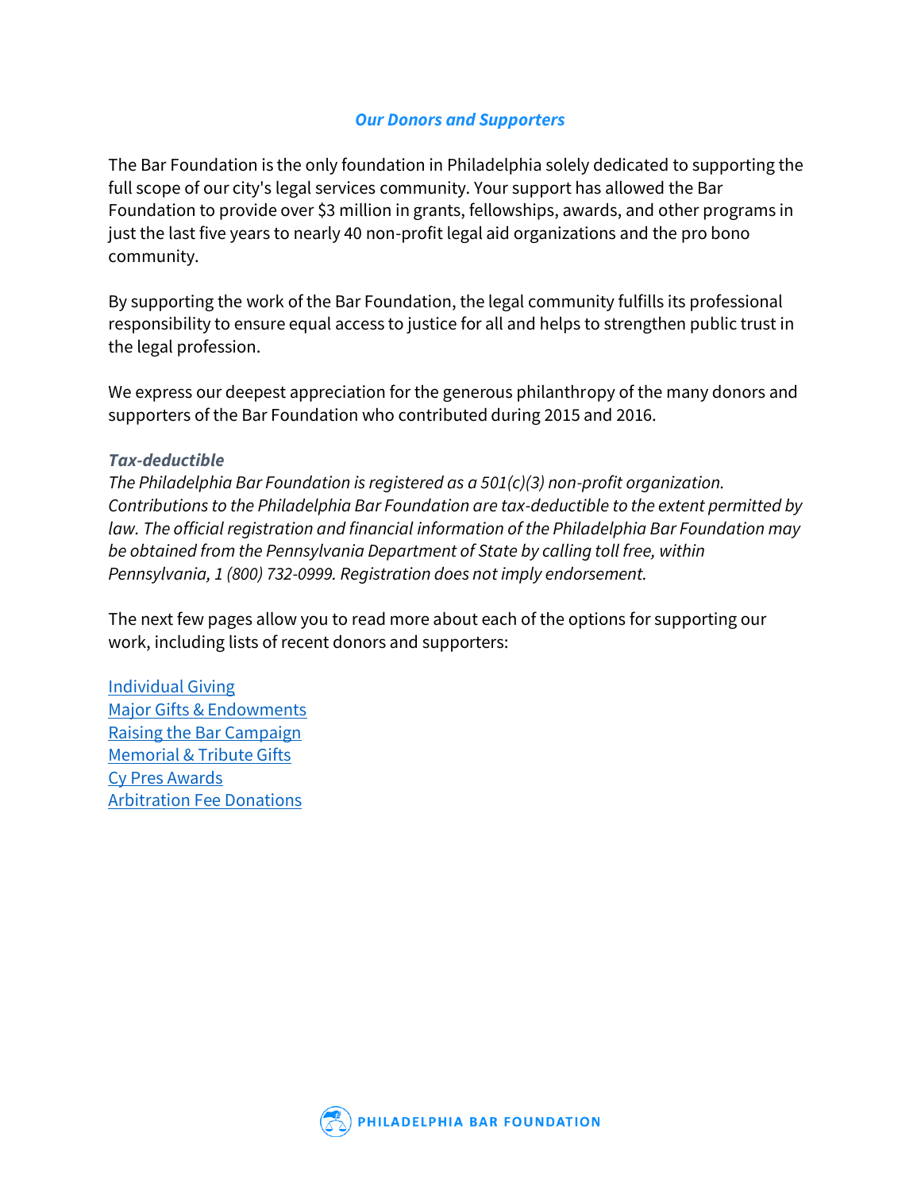## *Our Donors and Supporters*

The Bar Foundation is the only foundation in Philadelphia solely dedicated to supporting the full scope of our city's legal services community. Your support has allowed the Bar Foundation to provide over $3 million in grants, fellowships, awards, and other programs in just the last five years to nearly 40 non-profit legal aid organizations and the pro bono community.

By supporting the work of the Bar Foundation, the legal community fulfills its professional responsibility to ensure equal access to justice for all and helps to strengthen public trust in the legal profession.

We express our deepest appreciation for the generous philanthropy of the many donors and supporters of the Bar Foundation who contributed during 2015 and 2016.

***Tax-deductible***

*The Philadelphia Bar Foundation is registered as a 501(c)(3) non-profit organization. Contributions to the Philadelphia Bar Foundation are tax-deductible to the extent permitted by law. The official registration and financial information of the Philadelphia Bar Foundation may be obtained from the Pennsylvania Department of State by calling toll free, within Pennsylvania, 1 (800) 732-0999. Registration does not imply endorsement.*

The next few pages allow you to read more about each of the options for supporting our work, including lists of recent donors and supporters:

Individual Giving
Major Gifts & Endowments
Raising the Bar Campaign
Memorial & Tribute Gifts
Cy Pres Awards
Arbitration Fee Donations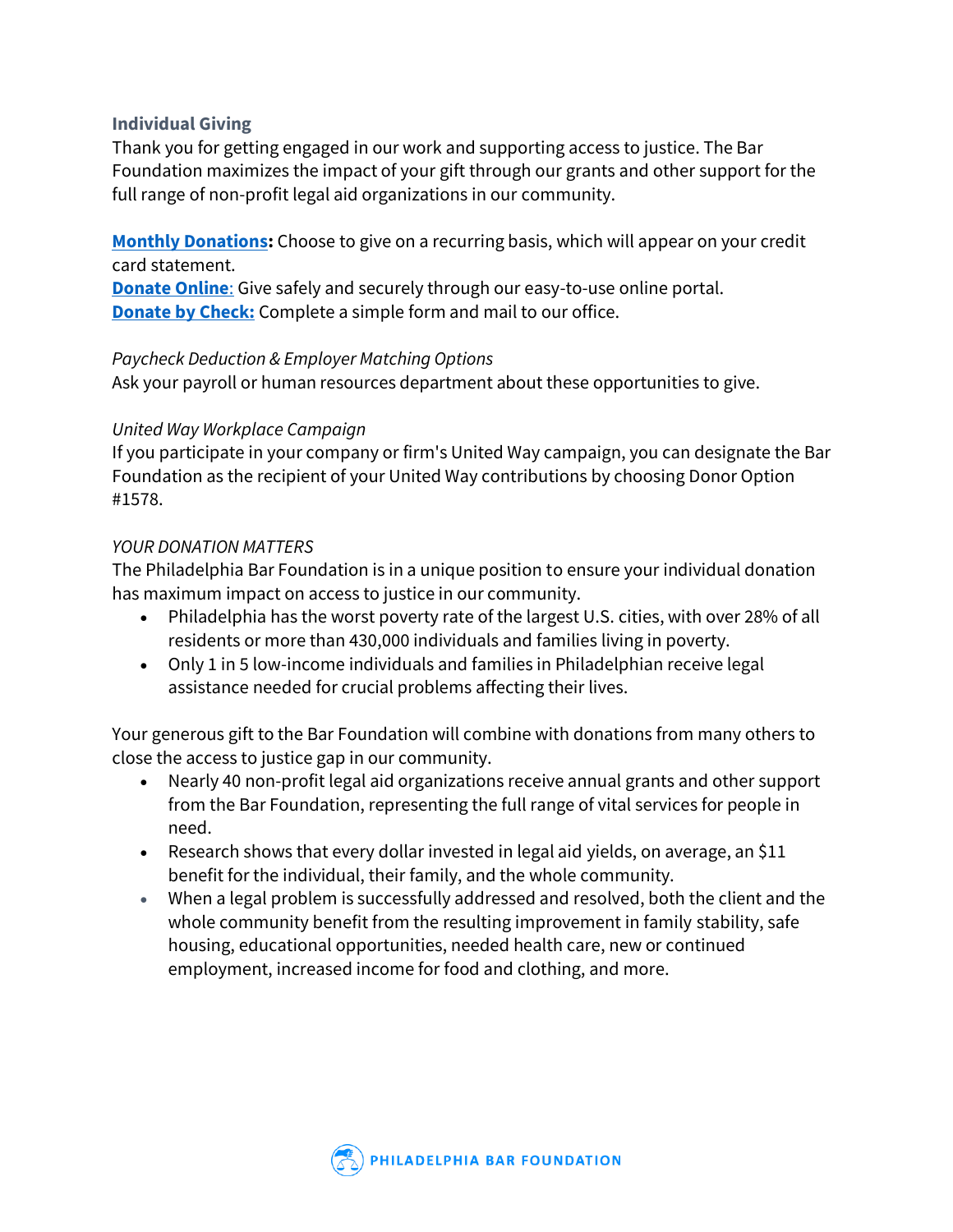### Individual Giving

Thank you for getting engaged in our work and supporting access to justice. The Bar Foundation maximizes the impact of your gift through our grants and other support for the full range of non-profit legal aid organizations in our community.

**Monthly Donations:** Choose to give on a recurring basis, which will appear on your credit card statement.
**Donate Online:** Give safely and securely through our easy-to-use online portal.
**Donate by Check:** Complete a simple form and mail to our office.

*Paycheck Deduction & Employer Matching Options*
Ask your payroll or human resources department about these opportunities to give.

*United Way Workplace Campaign*
If you participate in your company or firm's United Way campaign, you can designate the Bar Foundation as the recipient of your United Way contributions by choosing Donor Option #1578.

*YOUR DONATION MATTERS*
The Philadelphia Bar Foundation is in a unique position to ensure your individual donation has maximum impact on access to justice in our community.

- Philadelphia has the worst poverty rate of the largest U.S. cities, with over 28% of all residents or more than 430,000 individuals and families living in poverty.
- Only 1 in 5 low-income individuals and families in Philadelphian receive legal assistance needed for crucial problems affecting their lives.

Your generous gift to the Bar Foundation will combine with donations from many others to close the access to justice gap in our community.

- Nearly 40 non-profit legal aid organizations receive annual grants and other support from the Bar Foundation, representing the full range of vital services for people in need.
- Research shows that every dollar invested in legal aid yields, on average, an $11 benefit for the individual, their family, and the whole community.
- When a legal problem is successfully addressed and resolved, both the client and the whole community benefit from the resulting improvement in family stability, safe housing, educational opportunities, needed health care, new or continued employment, increased income for food and clothing, and more.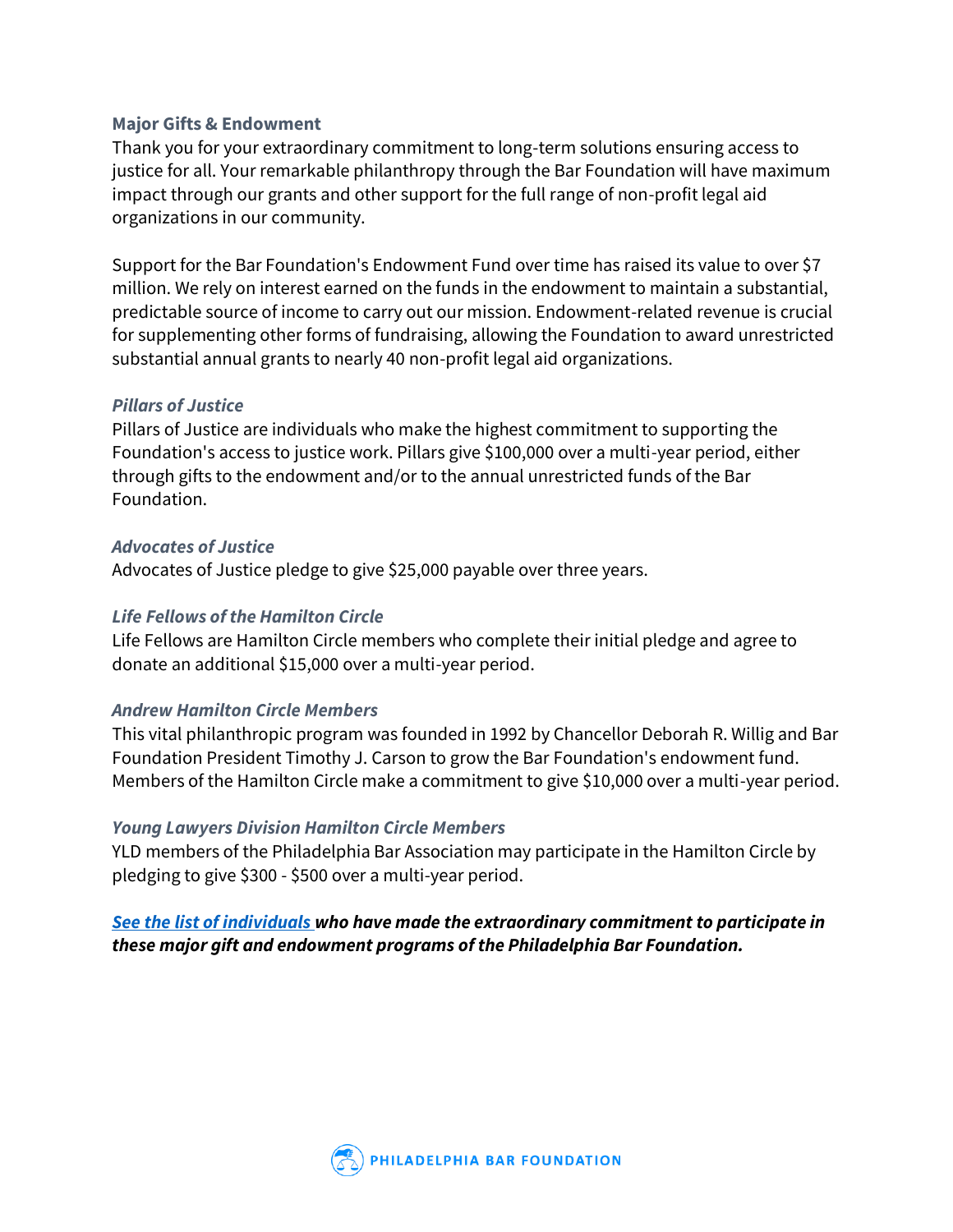## Major Gifts & Endowment

Thank you for your extraordinary commitment to long-term solutions ensuring access to justice for all. Your remarkable philanthropy through the Bar Foundation will have maximum impact through our grants and other support for the full range of non-profit legal aid organizations in our community.

Support for the Bar Foundation's Endowment Fund over time has raised its value to over $7 million. We rely on interest earned on the funds in the endowment to maintain a substantial, predictable source of income to carry out our mission. Endowment-related revenue is crucial for supplementing other forms of fundraising, allowing the Foundation to award unrestricted substantial annual grants to nearly 40 non-profit legal aid organizations.

### *Pillars of Justice*

Pillars of Justice are individuals who make the highest commitment to supporting the Foundation's access to justice work. Pillars give $100,000 over a multi-year period, either through gifts to the endowment and/or to the annual unrestricted funds of the Bar Foundation.

### *Advocates of Justice*

Advocates of Justice pledge to give $25,000 payable over three years.

### *Life Fellows of the Hamilton Circle*

Life Fellows are Hamilton Circle members who complete their initial pledge and agree to donate an additional $15,000 over a multi-year period.

### *Andrew Hamilton Circle Members*

This vital philanthropic program was founded in 1992 by Chancellor Deborah R. Willig and Bar Foundation President Timothy J. Carson to grow the Bar Foundation's endowment fund. Members of the Hamilton Circle make a commitment to give $10,000 over a multi-year period.

### *Young Lawyers Division Hamilton Circle Members*

YLD members of the Philadelphia Bar Association may participate in the Hamilton Circle by pledging to give $300 - $500 over a multi-year period.

***See the list of individuals who have made the extraordinary commitment to participate in these major gift and endowment programs of the Philadelphia Bar Foundation.***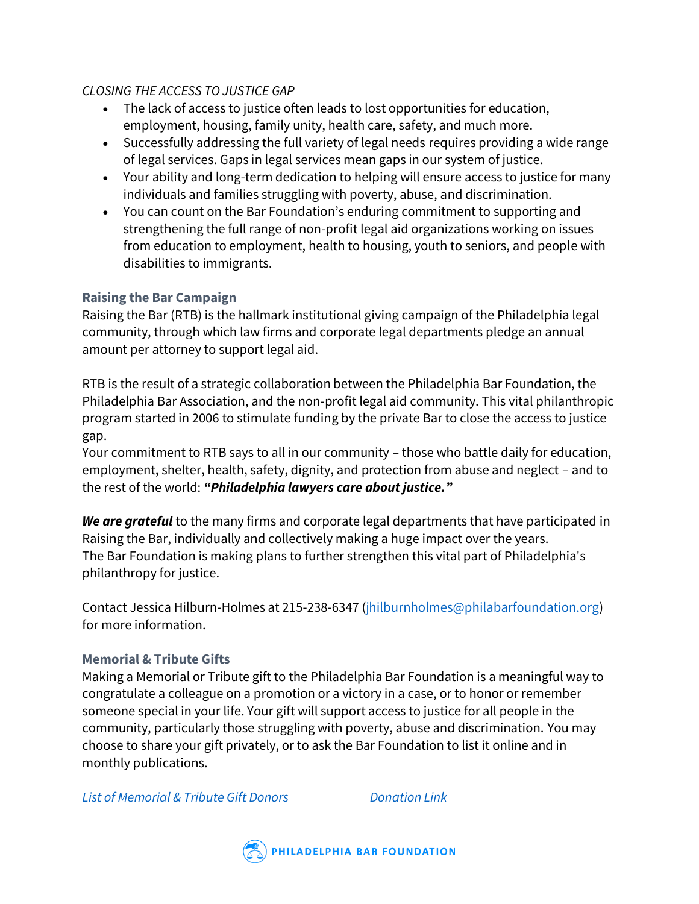*CLOSING THE ACCESS TO JUSTICE GAP*

- The lack of access to justice often leads to lost opportunities for education, employment, housing, family unity, health care, safety, and much more.
- Successfully addressing the full variety of legal needs requires providing a wide range of legal services. Gaps in legal services mean gaps in our system of justice.
- Your ability and long-term dedication to helping will ensure access to justice for many individuals and families struggling with poverty, abuse, and discrimination.
- You can count on the Bar Foundation's enduring commitment to supporting and strengthening the full range of non-profit legal aid organizations working on issues from education to employment, health to housing, youth to seniors, and people with disabilities to immigrants.

### Raising the Bar Campaign

Raising the Bar (RTB) is the hallmark institutional giving campaign of the Philadelphia legal community, through which law firms and corporate legal departments pledge an annual amount per attorney to support legal aid.

RTB is the result of a strategic collaboration between the Philadelphia Bar Foundation, the Philadelphia Bar Association, and the non-profit legal aid community. This vital philanthropic program started in 2006 to stimulate funding by the private Bar to close the access to justice gap.
Your commitment to RTB says to all in our community – those who battle daily for education, employment, shelter, health, safety, dignity, and protection from abuse and neglect – and to the rest of the world: ***"Philadelphia lawyers care about justice."***

***We are grateful*** to the many firms and corporate legal departments that have participated in Raising the Bar, individually and collectively making a huge impact over the years.
The Bar Foundation is making plans to further strengthen this vital part of Philadelphia's philanthropy for justice.

Contact Jessica Hilburn-Holmes at 215-238-6347 (jhilburnholmes@philabarfoundation.org) for more information.

### Memorial & Tribute Gifts

Making a Memorial or Tribute gift to the Philadelphia Bar Foundation is a meaningful way to congratulate a colleague on a promotion or a victory in a case, or to honor or remember someone special in your life. Your gift will support access to justice for all people in the community, particularly those struggling with poverty, abuse and discrimination. You may choose to share your gift privately, or to ask the Bar Foundation to list it online and in monthly publications.

*List of Memorial & Tribute Gift Donors*     *Donation Link*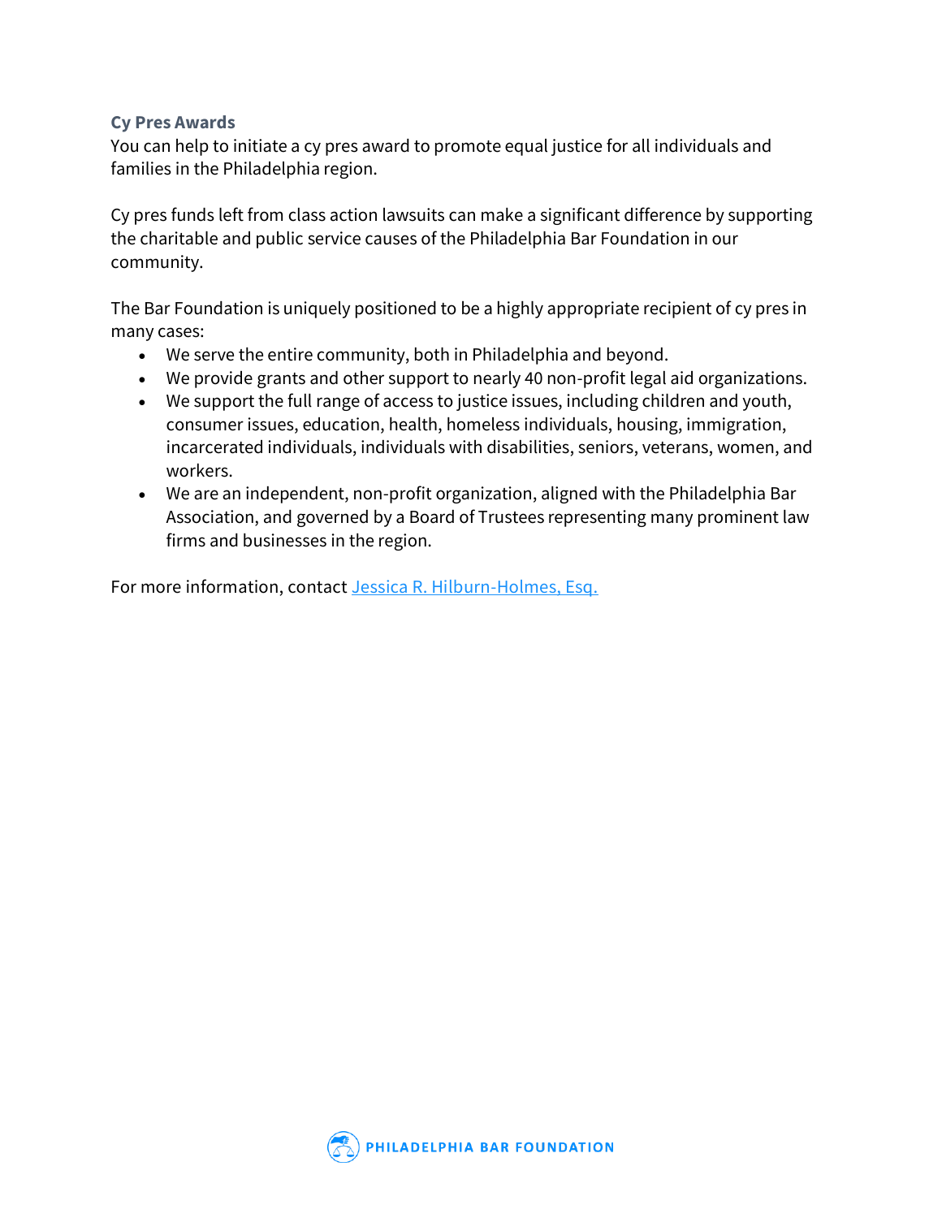### Cy Pres Awards

You can help to initiate a cy pres award to promote equal justice for all individuals and families in the Philadelphia region.

Cy pres funds left from class action lawsuits can make a significant difference by supporting the charitable and public service causes of the Philadelphia Bar Foundation in our community.

The Bar Foundation is uniquely positioned to be a highly appropriate recipient of cy pres in many cases:

- We serve the entire community, both in Philadelphia and beyond.
- We provide grants and other support to nearly 40 non-profit legal aid organizations.
- We support the full range of access to justice issues, including children and youth, consumer issues, education, health, homeless individuals, housing, immigration, incarcerated individuals, individuals with disabilities, seniors, veterans, women, and workers.
- We are an independent, non-profit organization, aligned with the Philadelphia Bar Association, and governed by a Board of Trustees representing many prominent law firms and businesses in the region.

For more information, contact Jessica R. Hilburn-Holmes, Esq.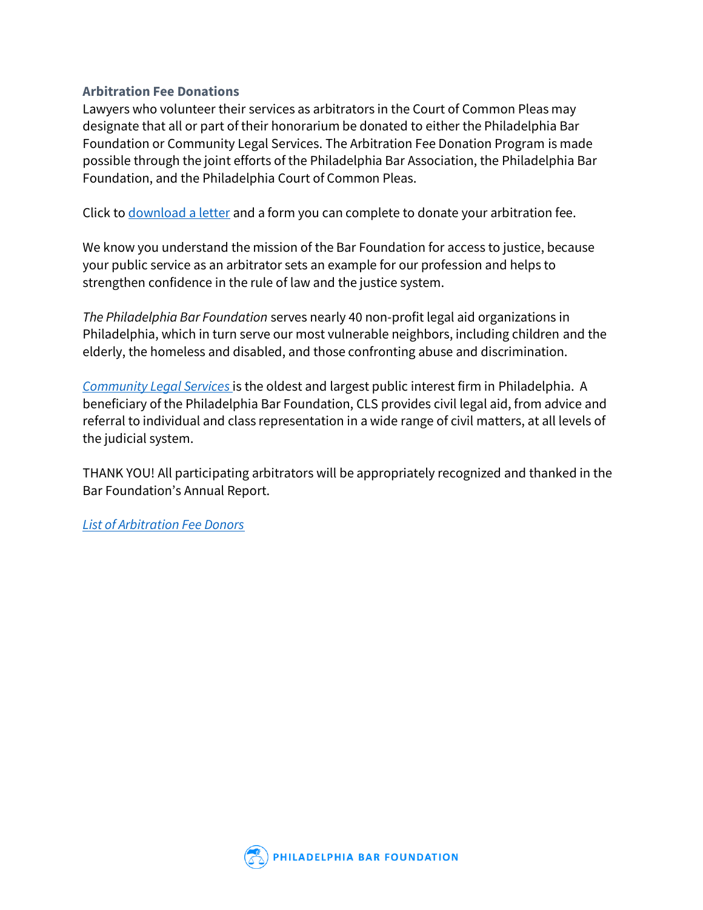### Arbitration Fee Donations

Lawyers who volunteer their services as arbitrators in the Court of Common Pleas may designate that all or part of their honorarium be donated to either the Philadelphia Bar Foundation or Community Legal Services. The Arbitration Fee Donation Program is made possible through the joint efforts of the Philadelphia Bar Association, the Philadelphia Bar Foundation, and the Philadelphia Court of Common Pleas.

Click to download a letter and a form you can complete to donate your arbitration fee.

We know you understand the mission of the Bar Foundation for access to justice, because your public service as an arbitrator sets an example for our profession and helps to strengthen confidence in the rule of law and the justice system.

*The Philadelphia Bar Foundation* serves nearly 40 non-profit legal aid organizations in Philadelphia, which in turn serve our most vulnerable neighbors, including children and the elderly, the homeless and disabled, and those confronting abuse and discrimination.

*Community Legal Services* is the oldest and largest public interest firm in Philadelphia. A beneficiary of the Philadelphia Bar Foundation, CLS provides civil legal aid, from advice and referral to individual and class representation in a wide range of civil matters, at all levels of the judicial system.

THANK YOU! All participating arbitrators will be appropriately recognized and thanked in the Bar Foundation's Annual Report.

*List of Arbitration Fee Donors*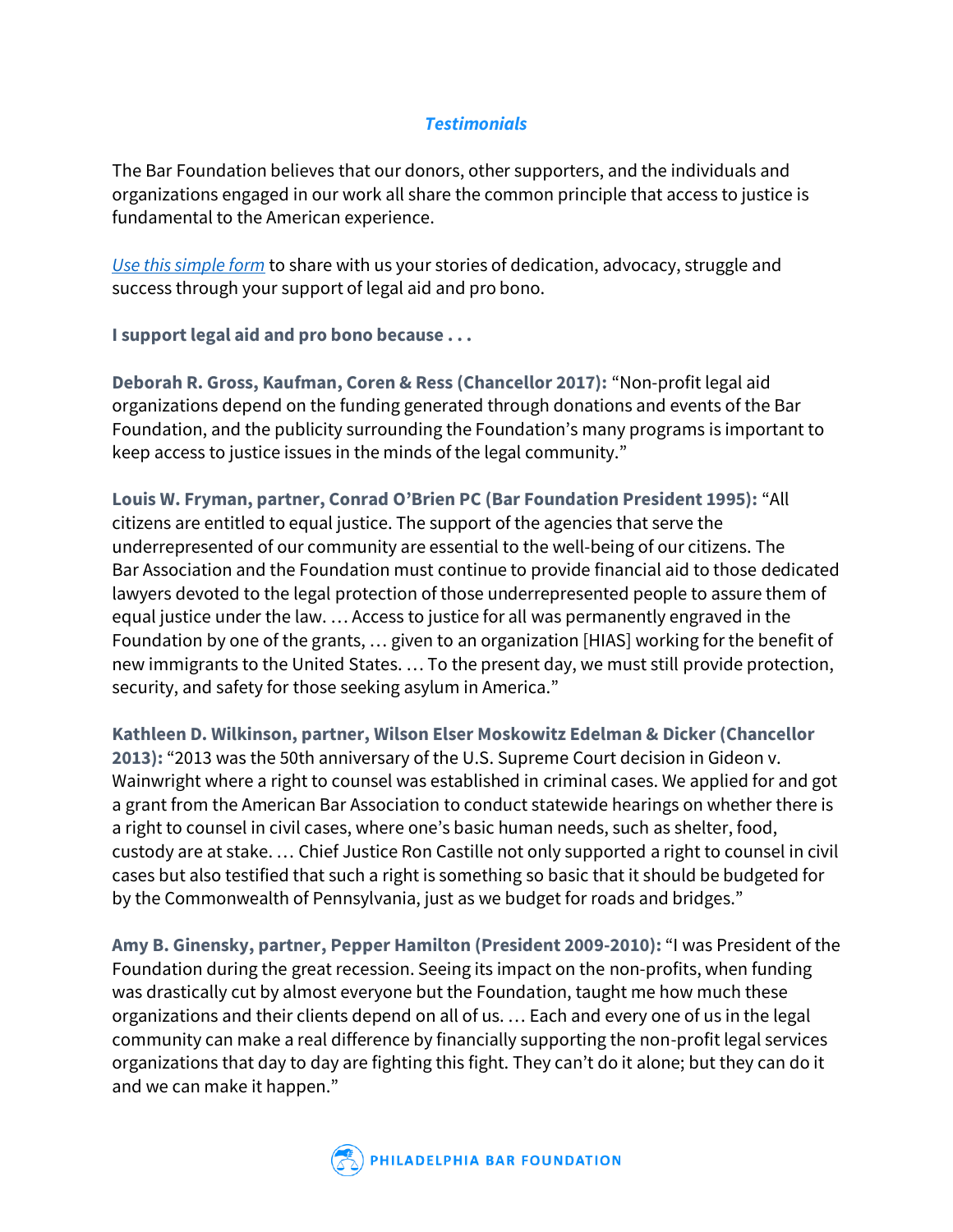## *Testimonials*

The Bar Foundation believes that our donors, other supporters, and the individuals and organizations engaged in our work all share the common principle that access to justice is fundamental to the American experience.

*Use this simple form* to share with us your stories of dedication, advocacy, struggle and success through your support of legal aid and pro bono.

**I support legal aid and pro bono because . . .**

**Deborah R. Gross, Kaufman, Coren & Ress (Chancellor 2017):** "Non-profit legal aid organizations depend on the funding generated through donations and events of the Bar Foundation, and the publicity surrounding the Foundation's many programs is important to keep access to justice issues in the minds of the legal community."

**Louis W. Fryman, partner, Conrad O'Brien PC (Bar Foundation President 1995):** "All citizens are entitled to equal justice. The support of the agencies that serve the underrepresented of our community are essential to the well-being of our citizens. The Bar Association and the Foundation must continue to provide financial aid to those dedicated lawyers devoted to the legal protection of those underrepresented people to assure them of equal justice under the law. … Access to justice for all was permanently engraved in the Foundation by one of the grants, … given to an organization [HIAS] working for the benefit of new immigrants to the United States. … To the present day, we must still provide protection, security, and safety for those seeking asylum in America."

**Kathleen D. Wilkinson, partner, Wilson Elser Moskowitz Edelman & Dicker (Chancellor 2013):** "2013 was the 50th anniversary of the U.S. Supreme Court decision in Gideon v. Wainwright where a right to counsel was established in criminal cases. We applied for and got a grant from the American Bar Association to conduct statewide hearings on whether there is a right to counsel in civil cases, where one's basic human needs, such as shelter, food, custody are at stake. … Chief Justice Ron Castille not only supported a right to counsel in civil cases but also testified that such a right is something so basic that it should be budgeted for by the Commonwealth of Pennsylvania, just as we budget for roads and bridges."

**Amy B. Ginensky, partner, Pepper Hamilton (President 2009-2010):** "I was President of the Foundation during the great recession. Seeing its impact on the non-profits, when funding was drastically cut by almost everyone but the Foundation, taught me how much these organizations and their clients depend on all of us. … Each and every one of us in the legal community can make a real difference by financially supporting the non-profit legal services organizations that day to day are fighting this fight. They can't do it alone; but they can do it and we can make it happen."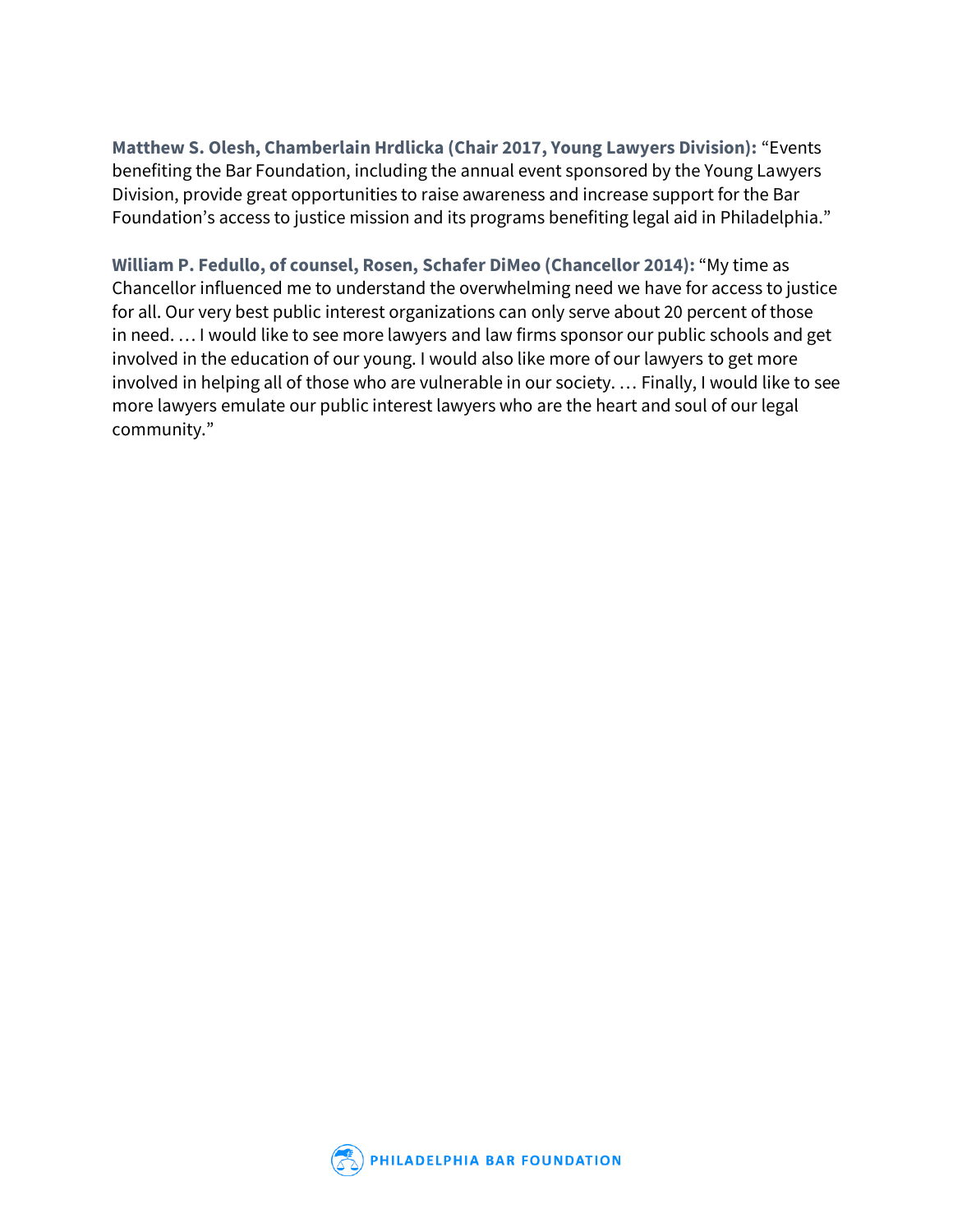**Matthew S. Olesh, Chamberlain Hrdlicka (Chair 2017, Young Lawyers Division):** "Events benefiting the Bar Foundation, including the annual event sponsored by the Young Lawyers Division, provide great opportunities to raise awareness and increase support for the Bar Foundation's access to justice mission and its programs benefiting legal aid in Philadelphia."

**William P. Fedullo, of counsel, Rosen, Schafer DiMeo (Chancellor 2014):** "My time as Chancellor influenced me to understand the overwhelming need we have for access to justice for all. Our very best public interest organizations can only serve about 20 percent of those in need. … I would like to see more lawyers and law firms sponsor our public schools and get involved in the education of our young. I would also like more of our lawyers to get more involved in helping all of those who are vulnerable in our society. … Finally, I would like to see more lawyers emulate our public interest lawyers who are the heart and soul of our legal community."